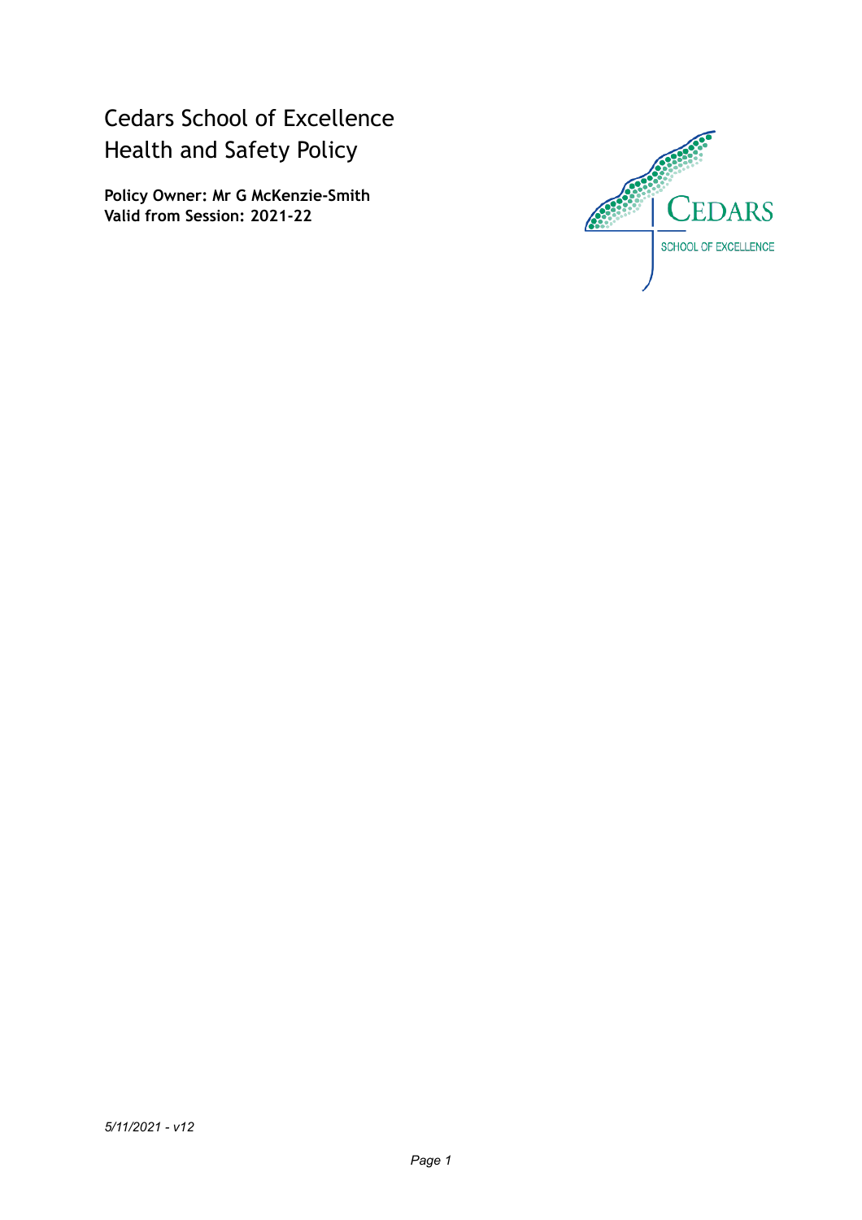# Cedars School of Excellence
# Health and Safety Policy

**Policy Owner: Mr G McKenzie-Smith**
**Valid from Session: 2021-22**

*5/11/2021 - v12*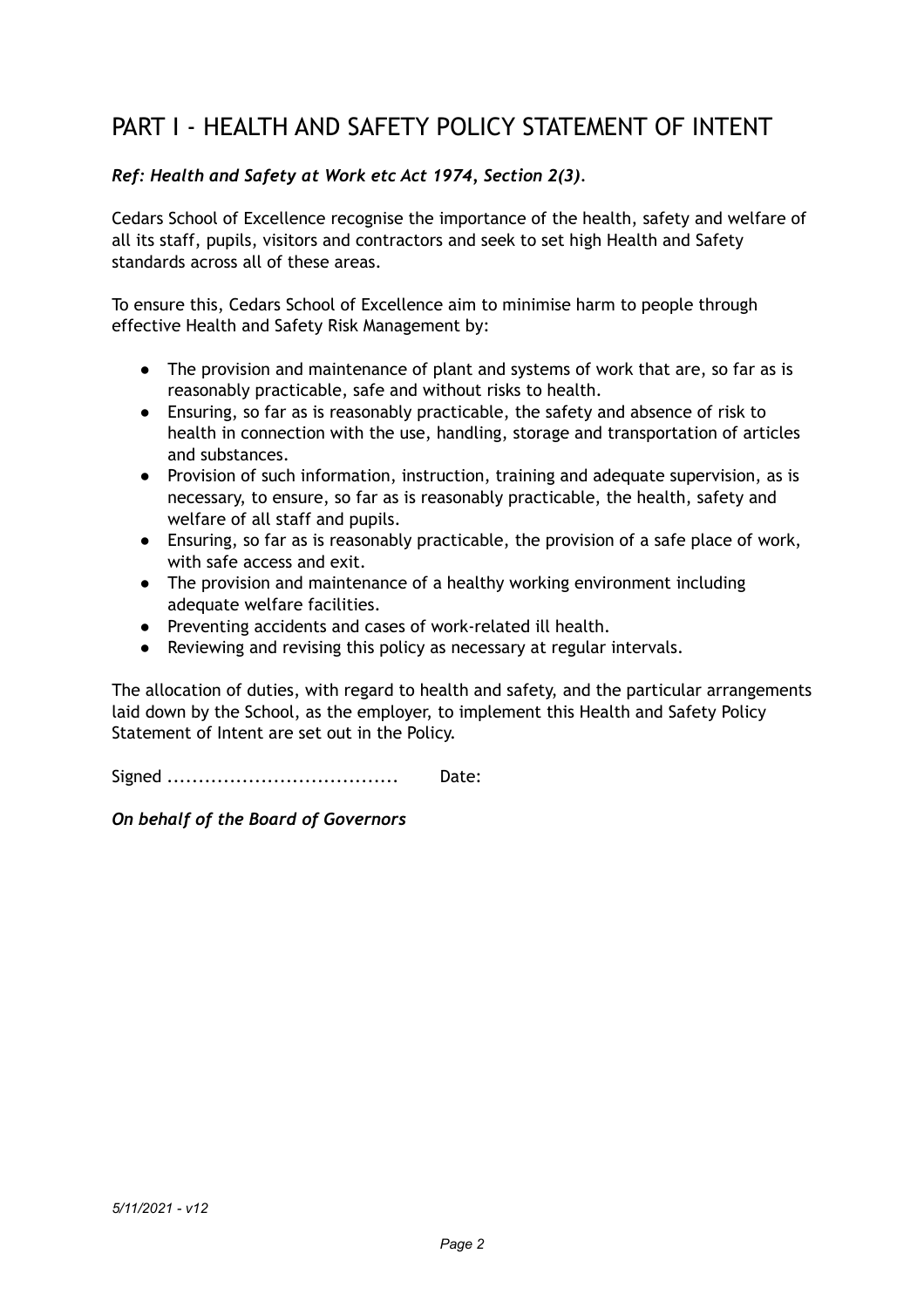# PART I - HEALTH AND SAFETY POLICY STATEMENT OF INTENT

***Ref: Health and Safety at Work etc Act 1974, Section 2(3).***

Cedars School of Excellence recognise the importance of the health, safety and welfare of all its staff, pupils, visitors and contractors and seek to set high Health and Safety standards across all of these areas.

To ensure this, Cedars School of Excellence aim to minimise harm to people through effective Health and Safety Risk Management by:

- The provision and maintenance of plant and systems of work that are, so far as is reasonably practicable, safe and without risks to health.
- Ensuring, so far as is reasonably practicable, the safety and absence of risk to health in connection with the use, handling, storage and transportation of articles and substances.
- Provision of such information, instruction, training and adequate supervision, as is necessary, to ensure, so far as is reasonably practicable, the health, safety and welfare of all staff and pupils.
- Ensuring, so far as is reasonably practicable, the provision of a safe place of work, with safe access and exit.
- The provision and maintenance of a healthy working environment including adequate welfare facilities.
- Preventing accidents and cases of work-related ill health.
- Reviewing and revising this policy as necessary at regular intervals.

The allocation of duties, with regard to health and safety, and the particular arrangements laid down by the School, as the employer, to implement this Health and Safety Policy Statement of Intent are set out in the Policy.

Signed ..................................... Date:

***On behalf of the Board of Governors***

*5/11/2021 - v12*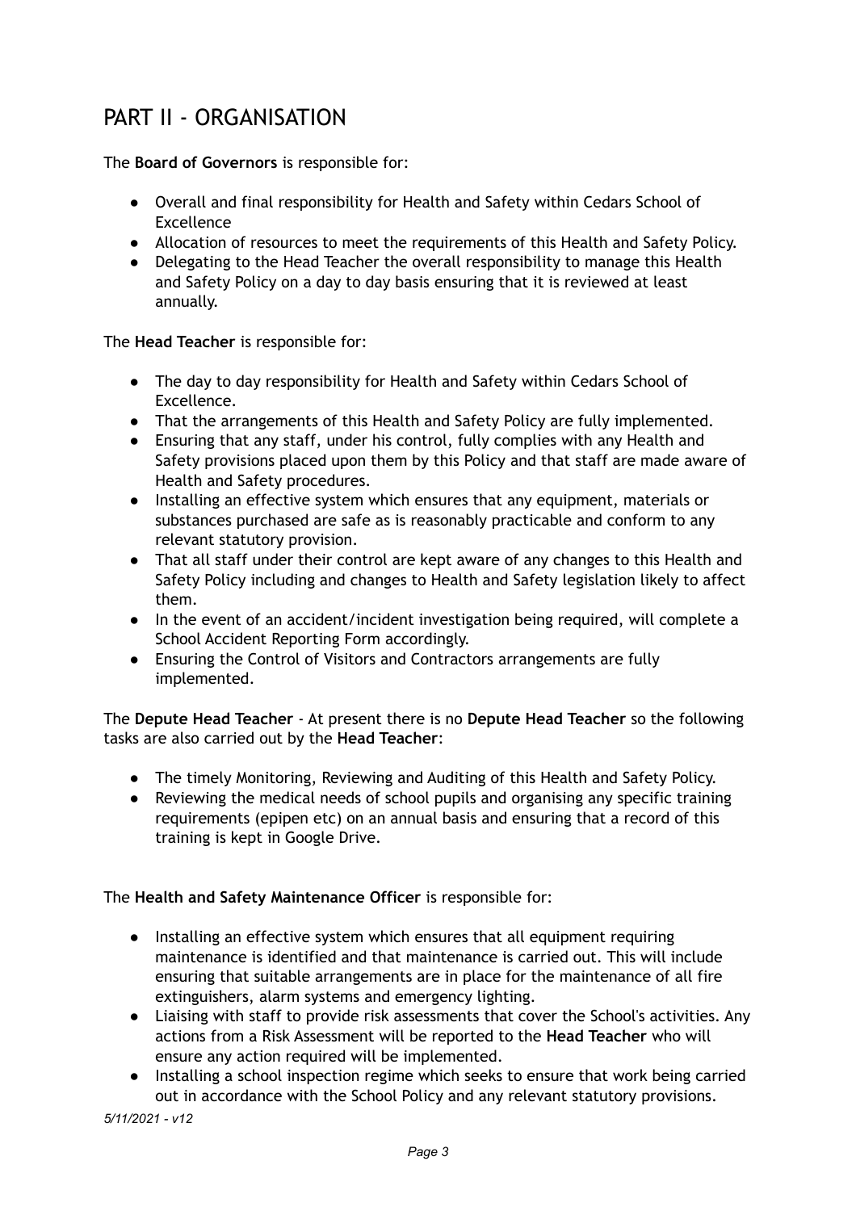# PART II - ORGANISATION

The **Board of Governors** is responsible for:

- Overall and final responsibility for Health and Safety within Cedars School of Excellence
- Allocation of resources to meet the requirements of this Health and Safety Policy.
- Delegating to the Head Teacher the overall responsibility to manage this Health and Safety Policy on a day to day basis ensuring that it is reviewed at least annually.

The **Head Teacher** is responsible for:

- The day to day responsibility for Health and Safety within Cedars School of Excellence.
- That the arrangements of this Health and Safety Policy are fully implemented.
- Ensuring that any staff, under his control, fully complies with any Health and Safety provisions placed upon them by this Policy and that staff are made aware of Health and Safety procedures.
- Installing an effective system which ensures that any equipment, materials or substances purchased are safe as is reasonably practicable and conform to any relevant statutory provision.
- That all staff under their control are kept aware of any changes to this Health and Safety Policy including and changes to Health and Safety legislation likely to affect them.
- In the event of an accident/incident investigation being required, will complete a School Accident Reporting Form accordingly.
- Ensuring the Control of Visitors and Contractors arrangements are fully implemented.

The **Depute Head Teacher** - At present there is no **Depute Head Teacher** so the following tasks are also carried out by the **Head Teacher**:

- The timely Monitoring, Reviewing and Auditing of this Health and Safety Policy.
- Reviewing the medical needs of school pupils and organising any specific training requirements (epipen etc) on an annual basis and ensuring that a record of this training is kept in Google Drive.

The **Health and Safety Maintenance Officer** is responsible for:

- Installing an effective system which ensures that all equipment requiring maintenance is identified and that maintenance is carried out. This will include ensuring that suitable arrangements are in place for the maintenance of all fire extinguishers, alarm systems and emergency lighting.
- Liaising with staff to provide risk assessments that cover the School's activities. Any actions from a Risk Assessment will be reported to the **Head Teacher** who will ensure any action required will be implemented.
- Installing a school inspection regime which seeks to ensure that work being carried out in accordance with the School Policy and any relevant statutory provisions.

*5/11/2021 - v12*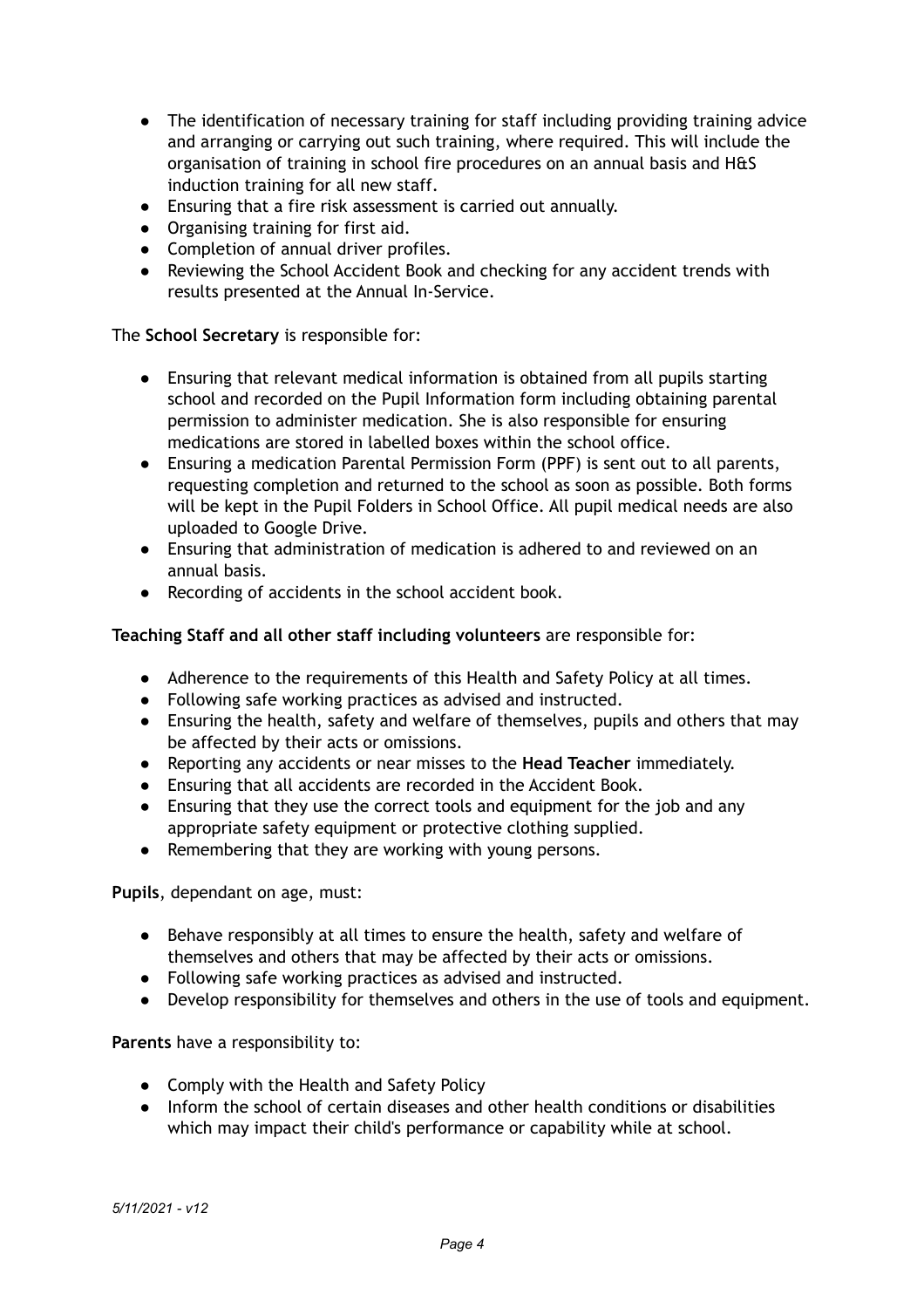- The identification of necessary training for staff including providing training advice and arranging or carrying out such training, where required. This will include the organisation of training in school fire procedures on an annual basis and H&S induction training for all new staff.
- Ensuring that a fire risk assessment is carried out annually.
- Organising training for first aid.
- Completion of annual driver profiles.
- Reviewing the School Accident Book and checking for any accident trends with results presented at the Annual In-Service.

The **School Secretary** is responsible for:

- Ensuring that relevant medical information is obtained from all pupils starting school and recorded on the Pupil Information form including obtaining parental permission to administer medication. She is also responsible for ensuring medications are stored in labelled boxes within the school office.
- Ensuring a medication Parental Permission Form (PPF) is sent out to all parents, requesting completion and returned to the school as soon as possible. Both forms will be kept in the Pupil Folders in School Office. All pupil medical needs are also uploaded to Google Drive.
- Ensuring that administration of medication is adhered to and reviewed on an annual basis.
- Recording of accidents in the school accident book.

**Teaching Staff and all other staff including volunteers** are responsible for:

- Adherence to the requirements of this Health and Safety Policy at all times.
- Following safe working practices as advised and instructed.
- Ensuring the health, safety and welfare of themselves, pupils and others that may be affected by their acts or omissions.
- Reporting any accidents or near misses to the **Head Teacher** immediately.
- Ensuring that all accidents are recorded in the Accident Book.
- Ensuring that they use the correct tools and equipment for the job and any appropriate safety equipment or protective clothing supplied.
- Remembering that they are working with young persons.

**Pupils**, dependant on age, must:

- Behave responsibly at all times to ensure the health, safety and welfare of themselves and others that may be affected by their acts or omissions.
- Following safe working practices as advised and instructed.
- Develop responsibility for themselves and others in the use of tools and equipment.

**Parents** have a responsibility to:

- Comply with the Health and Safety Policy
- Inform the school of certain diseases and other health conditions or disabilities which may impact their child's performance or capability while at school.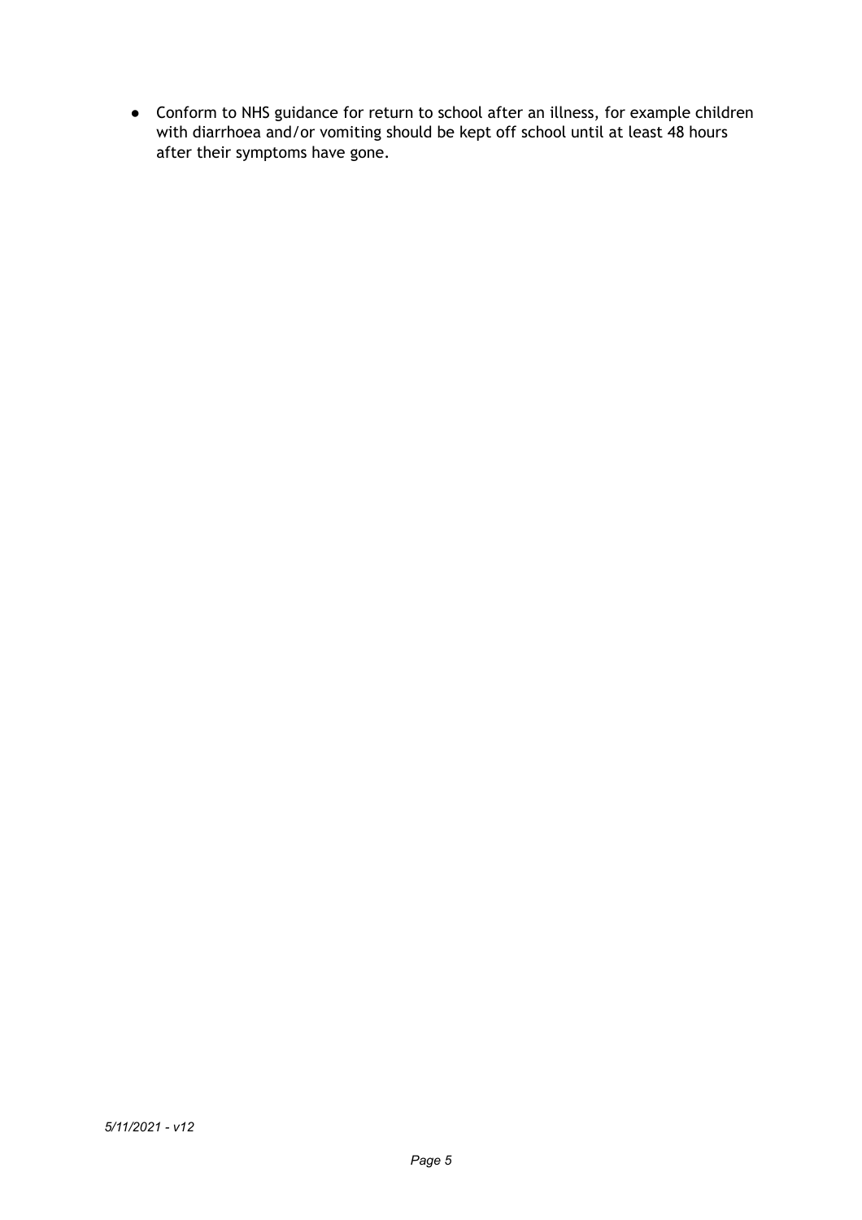- Conform to NHS guidance for return to school after an illness, for example children with diarrhoea and/or vomiting should be kept off school until at least 48 hours after their symptoms have gone.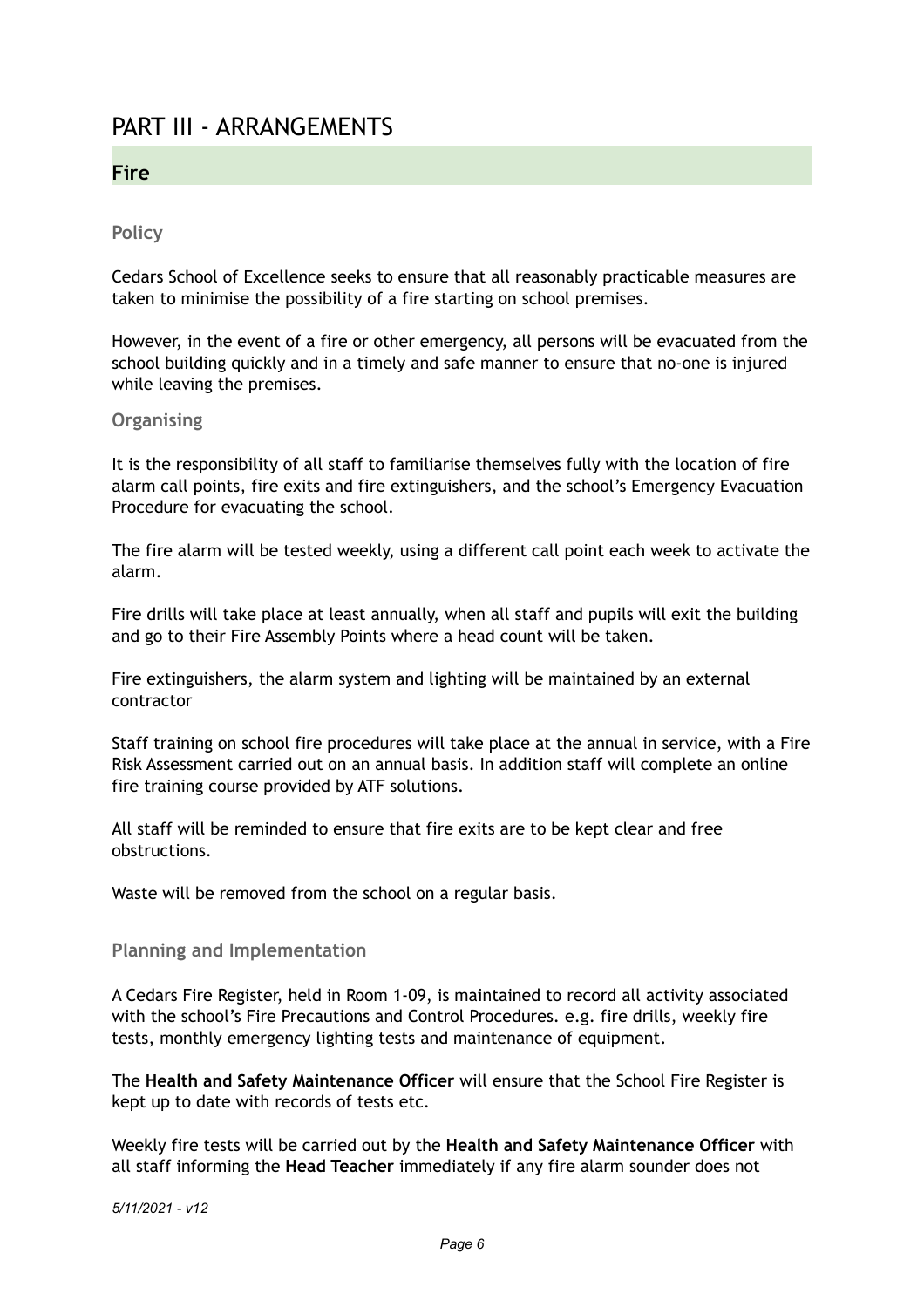# PART III - ARRANGEMENTS

## Fire

### Policy

Cedars School of Excellence seeks to ensure that all reasonably practicable measures are taken to minimise the possibility of a fire starting on school premises.

However, in the event of a fire or other emergency, all persons will be evacuated from the school building quickly and in a timely and safe manner to ensure that no-one is injured while leaving the premises.

### Organising

It is the responsibility of all staff to familiarise themselves fully with the location of fire alarm call points, fire exits and fire extinguishers, and the school's Emergency Evacuation Procedure for evacuating the school.

The fire alarm will be tested weekly, using a different call point each week to activate the alarm.

Fire drills will take place at least annually, when all staff and pupils will exit the building and go to their Fire Assembly Points where a head count will be taken.

Fire extinguishers, the alarm system and lighting will be maintained by an external contractor

Staff training on school fire procedures will take place at the annual in service, with a Fire Risk Assessment carried out on an annual basis. In addition staff will complete an online fire training course provided by ATF solutions.

All staff will be reminded to ensure that fire exits are to be kept clear and free obstructions.

Waste will be removed from the school on a regular basis.

### Planning and Implementation

A Cedars Fire Register, held in Room 1-09, is maintained to record all activity associated with the school's Fire Precautions and Control Procedures. e.g. fire drills, weekly fire tests, monthly emergency lighting tests and maintenance of equipment.

The **Health and Safety Maintenance Officer** will ensure that the School Fire Register is kept up to date with records of tests etc.

Weekly fire tests will be carried out by the **Health and Safety Maintenance Officer** with all staff informing the **Head Teacher** immediately if any fire alarm sounder does not

*5/11/2021 - v12*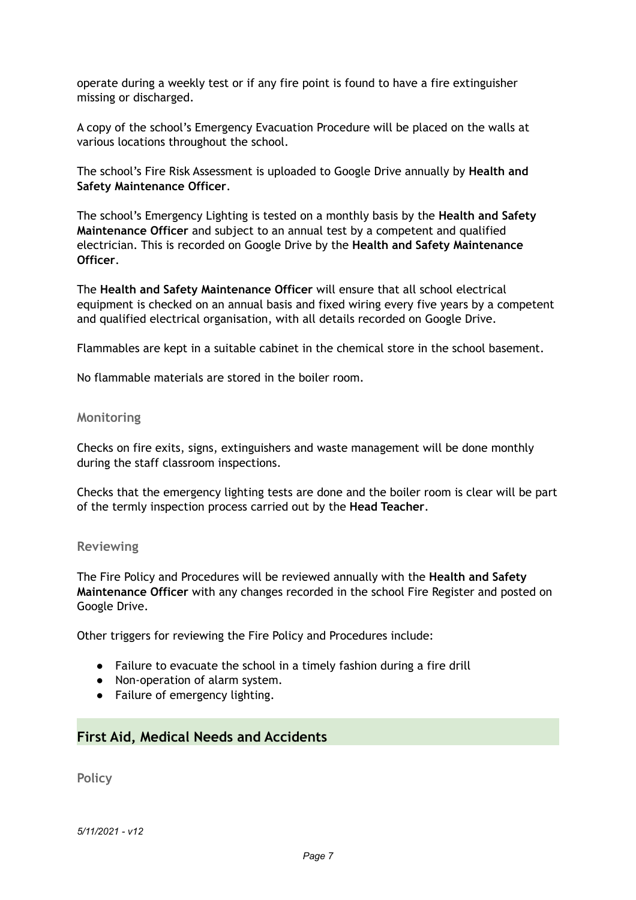operate during a weekly test or if any fire point is found to have a fire extinguisher missing or discharged.

A copy of the school's Emergency Evacuation Procedure will be placed on the walls at various locations throughout the school.

The school's Fire Risk Assessment is uploaded to Google Drive annually by **Health and Safety Maintenance Officer**.

The school's Emergency Lighting is tested on a monthly basis by the **Health and Safety Maintenance Officer** and subject to an annual test by a competent and qualified electrician. This is recorded on Google Drive by the **Health and Safety Maintenance Officer**.

The **Health and Safety Maintenance Officer** will ensure that all school electrical equipment is checked on an annual basis and fixed wiring every five years by a competent and qualified electrical organisation, with all details recorded on Google Drive.

Flammables are kept in a suitable cabinet in the chemical store in the school basement.

No flammable materials are stored in the boiler room.

### Monitoring

Checks on fire exits, signs, extinguishers and waste management will be done monthly during the staff classroom inspections.

Checks that the emergency lighting tests are done and the boiler room is clear will be part of the termly inspection process carried out by the **Head Teacher**.

### Reviewing

The Fire Policy and Procedures will be reviewed annually with the **Health and Safety Maintenance Officer** with any changes recorded in the school Fire Register and posted on Google Drive.

Other triggers for reviewing the Fire Policy and Procedures include:

- Failure to evacuate the school in a timely fashion during a fire drill
- Non-operation of alarm system.
- Failure of emergency lighting.

## First Aid, Medical Needs and Accidents

### Policy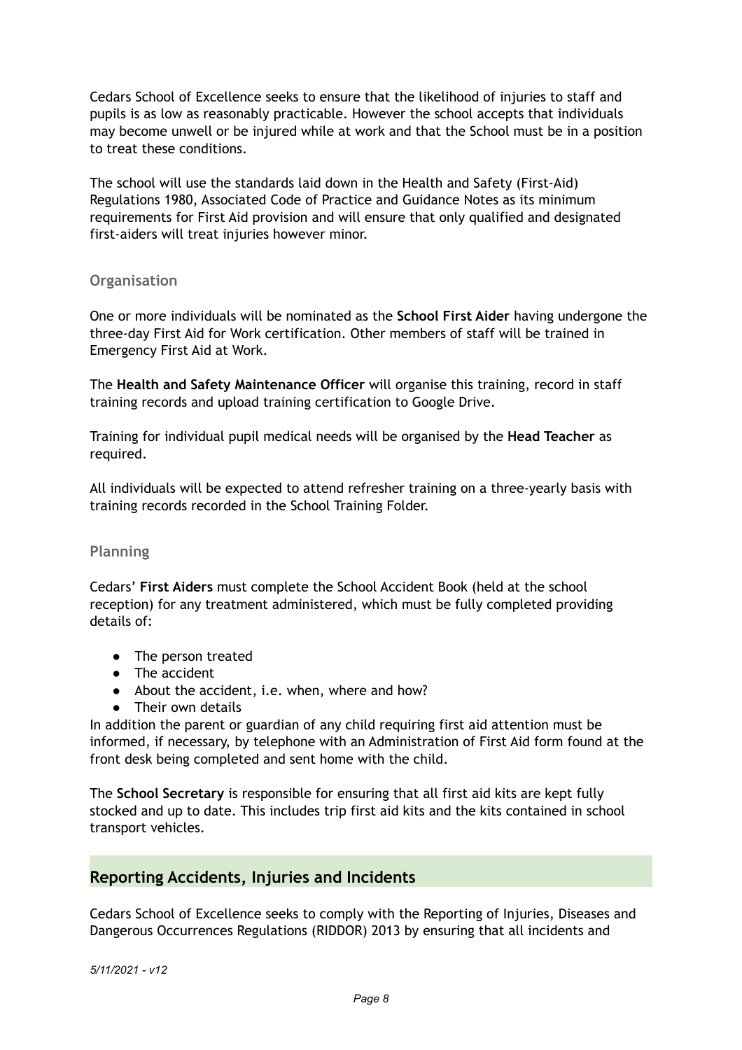Cedars School of Excellence seeks to ensure that the likelihood of injuries to staff and pupils is as low as reasonably practicable. However the school accepts that individuals may become unwell or be injured while at work and that the School must be in a position to treat these conditions.

The school will use the standards laid down in the Health and Safety (First-Aid) Regulations 1980, Associated Code of Practice and Guidance Notes as its minimum requirements for First Aid provision and will ensure that only qualified and designated first-aiders will treat injuries however minor.

### Organisation

One or more individuals will be nominated as the **School First Aider** having undergone the three-day First Aid for Work certification. Other members of staff will be trained in Emergency First Aid at Work.

The **Health and Safety Maintenance Officer** will organise this training, record in staff training records and upload training certification to Google Drive.

Training for individual pupil medical needs will be organised by the **Head Teacher** as required.

All individuals will be expected to attend refresher training on a three-yearly basis with training records recorded in the School Training Folder.

### Planning

Cedars' **First Aiders** must complete the School Accident Book (held at the school reception) for any treatment administered, which must be fully completed providing details of:

- The person treated
- The accident
- About the accident, i.e. when, where and how?
- Their own details

In addition the parent or guardian of any child requiring first aid attention must be informed, if necessary, by telephone with an Administration of First Aid form found at the front desk being completed and sent home with the child.

The **School Secretary** is responsible for ensuring that all first aid kits are kept fully stocked and up to date. This includes trip first aid kits and the kits contained in school transport vehicles.

## Reporting Accidents, Injuries and Incidents

Cedars School of Excellence seeks to comply with the Reporting of Injuries, Diseases and Dangerous Occurrences Regulations (RIDDOR) 2013 by ensuring that all incidents and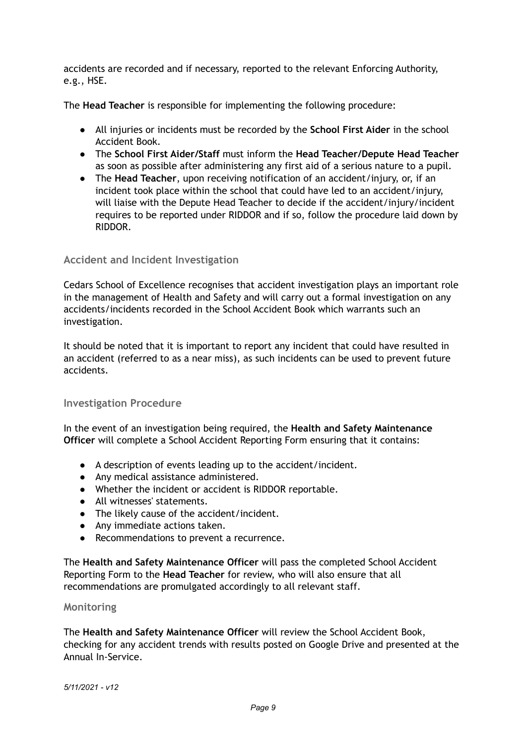accidents are recorded and if necessary, reported to the relevant Enforcing Authority, e.g., HSE.

The **Head Teacher** is responsible for implementing the following procedure:

- All injuries or incidents must be recorded by the **School First Aider** in the school Accident Book.
- The **School First Aider/Staff** must inform the **Head Teacher/Depute Head Teacher** as soon as possible after administering any first aid of a serious nature to a pupil.
- The **Head Teacher**, upon receiving notification of an accident/injury, or, if an incident took place within the school that could have led to an accident/injury, will liaise with the Depute Head Teacher to decide if the accident/injury/incident requires to be reported under RIDDOR and if so, follow the procedure laid down by RIDDOR.

### Accident and Incident Investigation

Cedars School of Excellence recognises that accident investigation plays an important role in the management of Health and Safety and will carry out a formal investigation on any accidents/incidents recorded in the School Accident Book which warrants such an investigation.

It should be noted that it is important to report any incident that could have resulted in an accident (referred to as a near miss), as such incidents can be used to prevent future accidents.

### Investigation Procedure

In the event of an investigation being required, the **Health and Safety Maintenance Officer** will complete a School Accident Reporting Form ensuring that it contains:

- A description of events leading up to the accident/incident.
- Any medical assistance administered.
- Whether the incident or accident is RIDDOR reportable.
- All witnesses' statements.
- The likely cause of the accident/incident.
- Any immediate actions taken.
- Recommendations to prevent a recurrence.

The **Health and Safety Maintenance Officer** will pass the completed School Accident Reporting Form to the **Head Teacher** for review, who will also ensure that all recommendations are promulgated accordingly to all relevant staff.

### Monitoring

The **Health and Safety Maintenance Officer** will review the School Accident Book, checking for any accident trends with results posted on Google Drive and presented at the Annual In-Service.

*5/11/2021 - v12*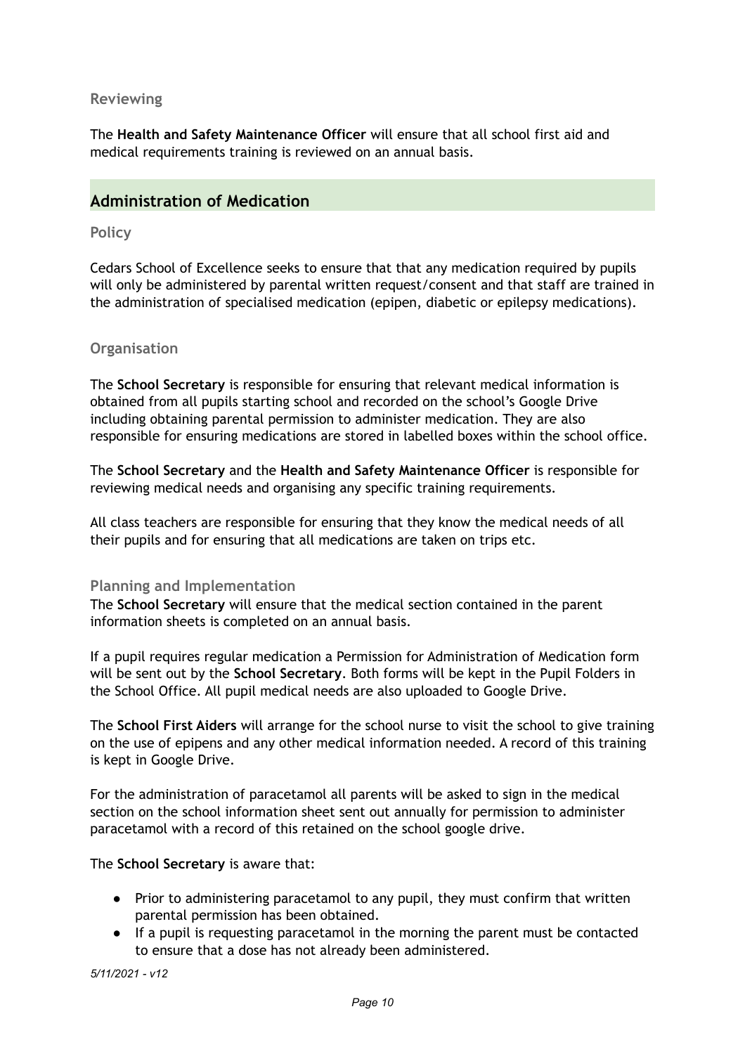### Reviewing

The **Health and Safety Maintenance Officer** will ensure that all school first aid and medical requirements training is reviewed on an annual basis.

## Administration of Medication

### Policy

Cedars School of Excellence seeks to ensure that that any medication required by pupils will only be administered by parental written request/consent and that staff are trained in the administration of specialised medication (epipen, diabetic or epilepsy medications).

### Organisation

The **School Secretary** is responsible for ensuring that relevant medical information is obtained from all pupils starting school and recorded on the school's Google Drive including obtaining parental permission to administer medication. They are also responsible for ensuring medications are stored in labelled boxes within the school office.

The **School Secretary** and the **Health and Safety Maintenance Officer** is responsible for reviewing medical needs and organising any specific training requirements.

All class teachers are responsible for ensuring that they know the medical needs of all their pupils and for ensuring that all medications are taken on trips etc.

### Planning and Implementation

The **School Secretary** will ensure that the medical section contained in the parent information sheets is completed on an annual basis.

If a pupil requires regular medication a Permission for Administration of Medication form will be sent out by the **School Secretary**. Both forms will be kept in the Pupil Folders in the School Office. All pupil medical needs are also uploaded to Google Drive.

The **School First Aiders** will arrange for the school nurse to visit the school to give training on the use of epipens and any other medical information needed. A record of this training is kept in Google Drive.

For the administration of paracetamol all parents will be asked to sign in the medical section on the school information sheet sent out annually for permission to administer paracetamol with a record of this retained on the school google drive.

The **School Secretary** is aware that:

- Prior to administering paracetamol to any pupil, they must confirm that written parental permission has been obtained.
- If a pupil is requesting paracetamol in the morning the parent must be contacted to ensure that a dose has not already been administered.

*5/11/2021 - v12*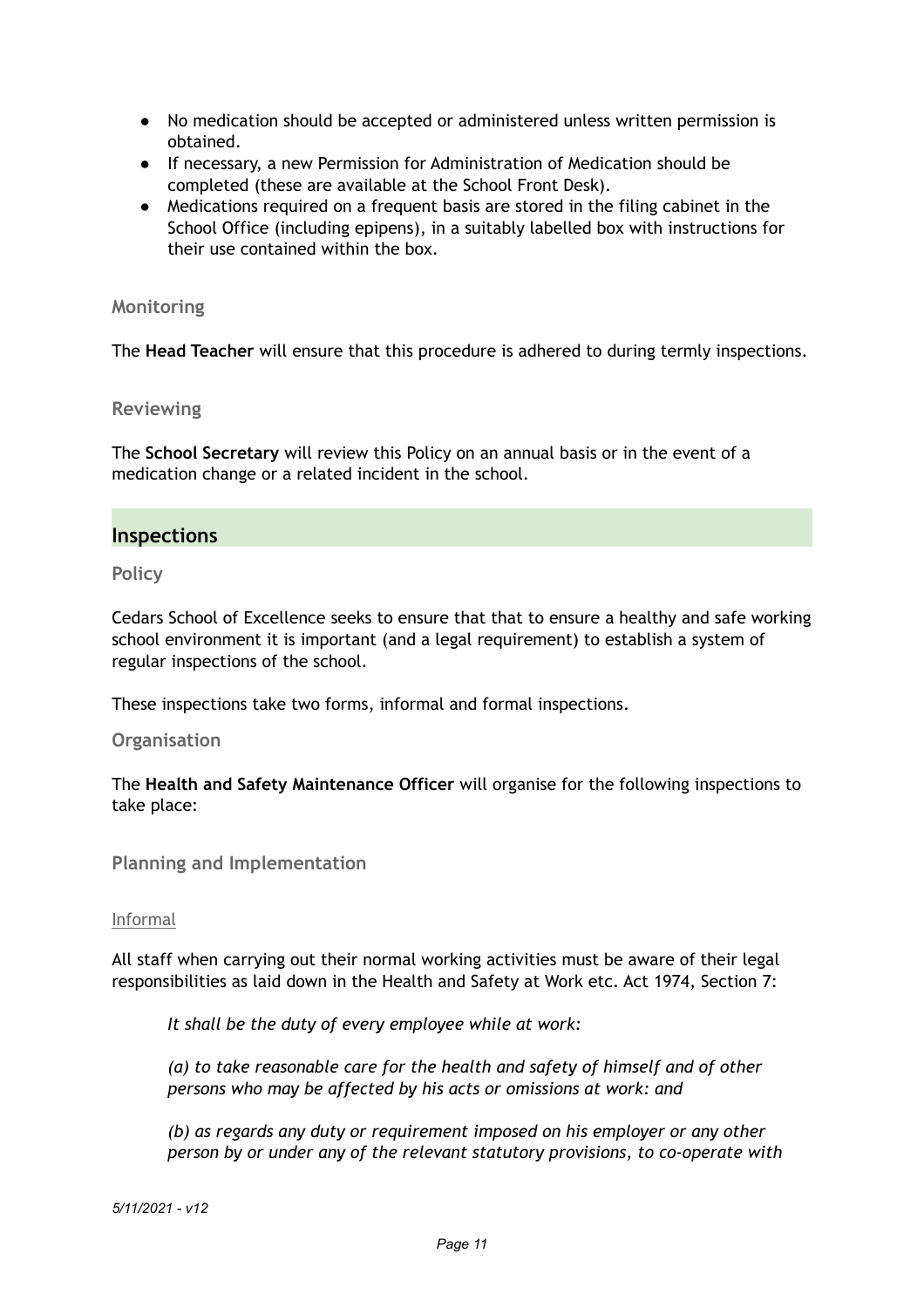- No medication should be accepted or administered unless written permission is obtained.
- If necessary, a new Permission for Administration of Medication should be completed (these are available at the School Front Desk).
- Medications required on a frequent basis are stored in the filing cabinet in the School Office (including epipens), in a suitably labelled box with instructions for their use contained within the box.

### Monitoring

The **Head Teacher** will ensure that this procedure is adhered to during termly inspections.

### Reviewing

The **School Secretary** will review this Policy on an annual basis or in the event of a medication change or a related incident in the school.

## Inspections

### Policy

Cedars School of Excellence seeks to ensure that that to ensure a healthy and safe working school environment it is important (and a legal requirement) to establish a system of regular inspections of the school.

These inspections take two forms, informal and formal inspections.

### Organisation

The **Health and Safety Maintenance Officer** will organise for the following inspections to take place:

### Planning and Implementation

#### Informal

All staff when carrying out their normal working activities must be aware of their legal responsibilities as laid down in the Health and Safety at Work etc. Act 1974, Section 7:

> *It shall be the duty of every employee while at work:*
>
> *(a) to take reasonable care for the health and safety of himself and of other persons who may be affected by his acts or omissions at work: and*
>
> *(b) as regards any duty or requirement imposed on his employer or any other person by or under any of the relevant statutory provisions, to co-operate with*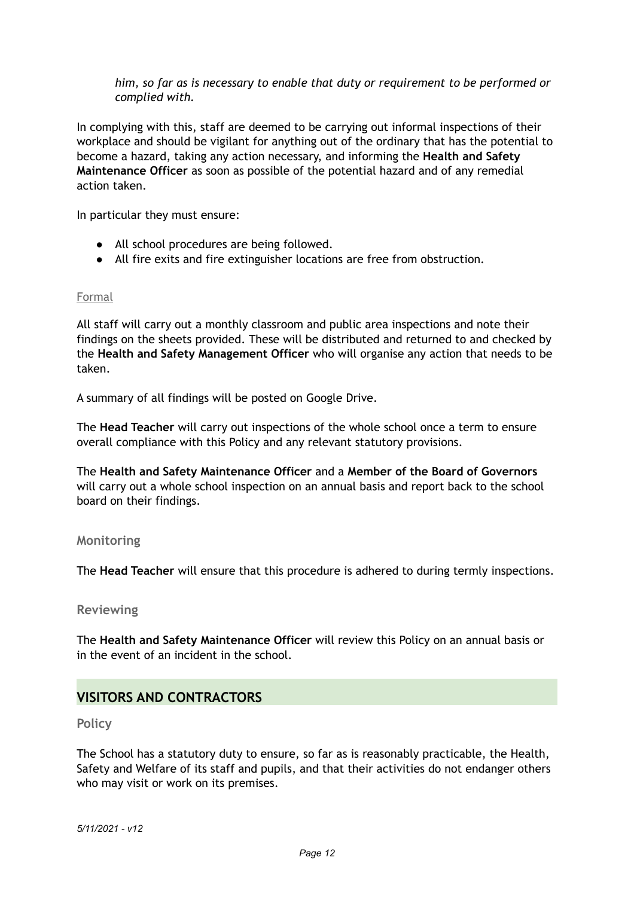*him, so far as is necessary to enable that duty or requirement to be performed or complied with.*

In complying with this, staff are deemed to be carrying out informal inspections of their workplace and should be vigilant for anything out of the ordinary that has the potential to become a hazard, taking any action necessary, and informing the **Health and Safety Maintenance Officer** as soon as possible of the potential hazard and of any remedial action taken.

In particular they must ensure:

- All school procedures are being followed.
- All fire exits and fire extinguisher locations are free from obstruction.

#### Formal

All staff will carry out a monthly classroom and public area inspections and note their findings on the sheets provided. These will be distributed and returned to and checked by the **Health and Safety Management Officer** who will organise any action that needs to be taken.

A summary of all findings will be posted on Google Drive.

The **Head Teacher** will carry out inspections of the whole school once a term to ensure overall compliance with this Policy and any relevant statutory provisions.

The **Health and Safety Maintenance Officer** and a **Member of the Board of Governors** will carry out a whole school inspection on an annual basis and report back to the school board on their findings.

### Monitoring

The **Head Teacher** will ensure that this procedure is adhered to during termly inspections.

### Reviewing

The **Health and Safety Maintenance Officer** will review this Policy on an annual basis or in the event of an incident in the school.

## VISITORS AND CONTRACTORS

### Policy

The School has a statutory duty to ensure, so far as is reasonably practicable, the Health, Safety and Welfare of its staff and pupils, and that their activities do not endanger others who may visit or work on its premises.

*5/11/2021 - v12*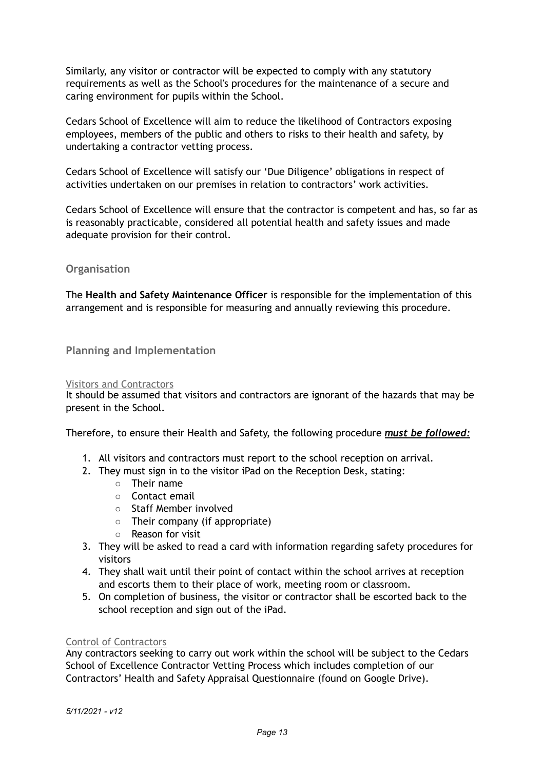Similarly, any visitor or contractor will be expected to comply with any statutory requirements as well as the School's procedures for the maintenance of a secure and caring environment for pupils within the School.

Cedars School of Excellence will aim to reduce the likelihood of Contractors exposing employees, members of the public and others to risks to their health and safety, by undertaking a contractor vetting process.

Cedars School of Excellence will satisfy our 'Due Diligence' obligations in respect of activities undertaken on our premises in relation to contractors' work activities.

Cedars School of Excellence will ensure that the contractor is competent and has, so far as is reasonably practicable, considered all potential health and safety issues and made adequate provision for their control.

## Organisation

The **Health and Safety Maintenance Officer** is responsible for the implementation of this arrangement and is responsible for measuring and annually reviewing this procedure.

## Planning and Implementation

### Visitors and Contractors

It should be assumed that visitors and contractors are ignorant of the hazards that may be present in the School.

Therefore, to ensure their Health and Safety, the following procedure ***must be followed:***

1. All visitors and contractors must report to the school reception on arrival.
2. They must sign in to the visitor iPad on the Reception Desk, stating:
   - Their name
   - Contact email
   - Staff Member involved
   - Their company (if appropriate)
   - Reason for visit
3. They will be asked to read a card with information regarding safety procedures for visitors
4. They shall wait until their point of contact within the school arrives at reception and escorts them to their place of work, meeting room or classroom.
5. On completion of business, the visitor or contractor shall be escorted back to the school reception and sign out of the iPad.

### Control of Contractors

Any contractors seeking to carry out work within the school will be subject to the Cedars School of Excellence Contractor Vetting Process which includes completion of our Contractors' Health and Safety Appraisal Questionnaire (found on Google Drive).

*5/11/2021 - v12*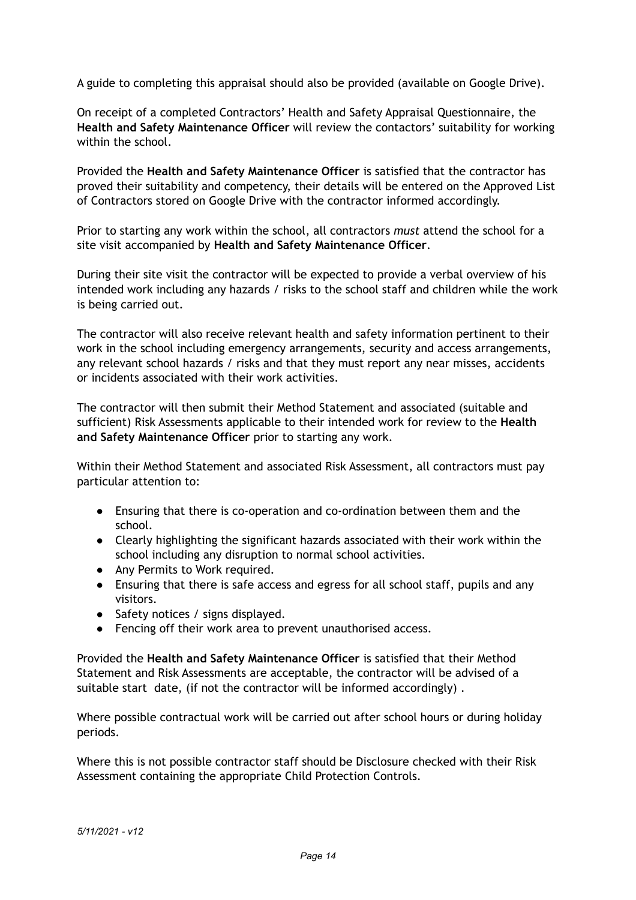A guide to completing this appraisal should also be provided (available on Google Drive).

On receipt of a completed Contractors' Health and Safety Appraisal Questionnaire, the **Health and Safety Maintenance Officer** will review the contactors' suitability for working within the school.

Provided the **Health and Safety Maintenance Officer** is satisfied that the contractor has proved their suitability and competency, their details will be entered on the Approved List of Contractors stored on Google Drive with the contractor informed accordingly.

Prior to starting any work within the school, all contractors *must* attend the school for a site visit accompanied by **Health and Safety Maintenance Officer**.

During their site visit the contractor will be expected to provide a verbal overview of his intended work including any hazards / risks to the school staff and children while the work is being carried out.

The contractor will also receive relevant health and safety information pertinent to their work in the school including emergency arrangements, security and access arrangements, any relevant school hazards / risks and that they must report any near misses, accidents or incidents associated with their work activities.

The contractor will then submit their Method Statement and associated (suitable and sufficient) Risk Assessments applicable to their intended work for review to the **Health and Safety Maintenance Officer** prior to starting any work.

Within their Method Statement and associated Risk Assessment, all contractors must pay particular attention to:

- Ensuring that there is co-operation and co-ordination between them and the school.
- Clearly highlighting the significant hazards associated with their work within the school including any disruption to normal school activities.
- Any Permits to Work required.
- Ensuring that there is safe access and egress for all school staff, pupils and any visitors.
- Safety notices / signs displayed.
- Fencing off their work area to prevent unauthorised access.

Provided the **Health and Safety Maintenance Officer** is satisfied that their Method Statement and Risk Assessments are acceptable, the contractor will be advised of a suitable start date, (if not the contractor will be informed accordingly) .

Where possible contractual work will be carried out after school hours or during holiday periods.

Where this is not possible contractor staff should be Disclosure checked with their Risk Assessment containing the appropriate Child Protection Controls.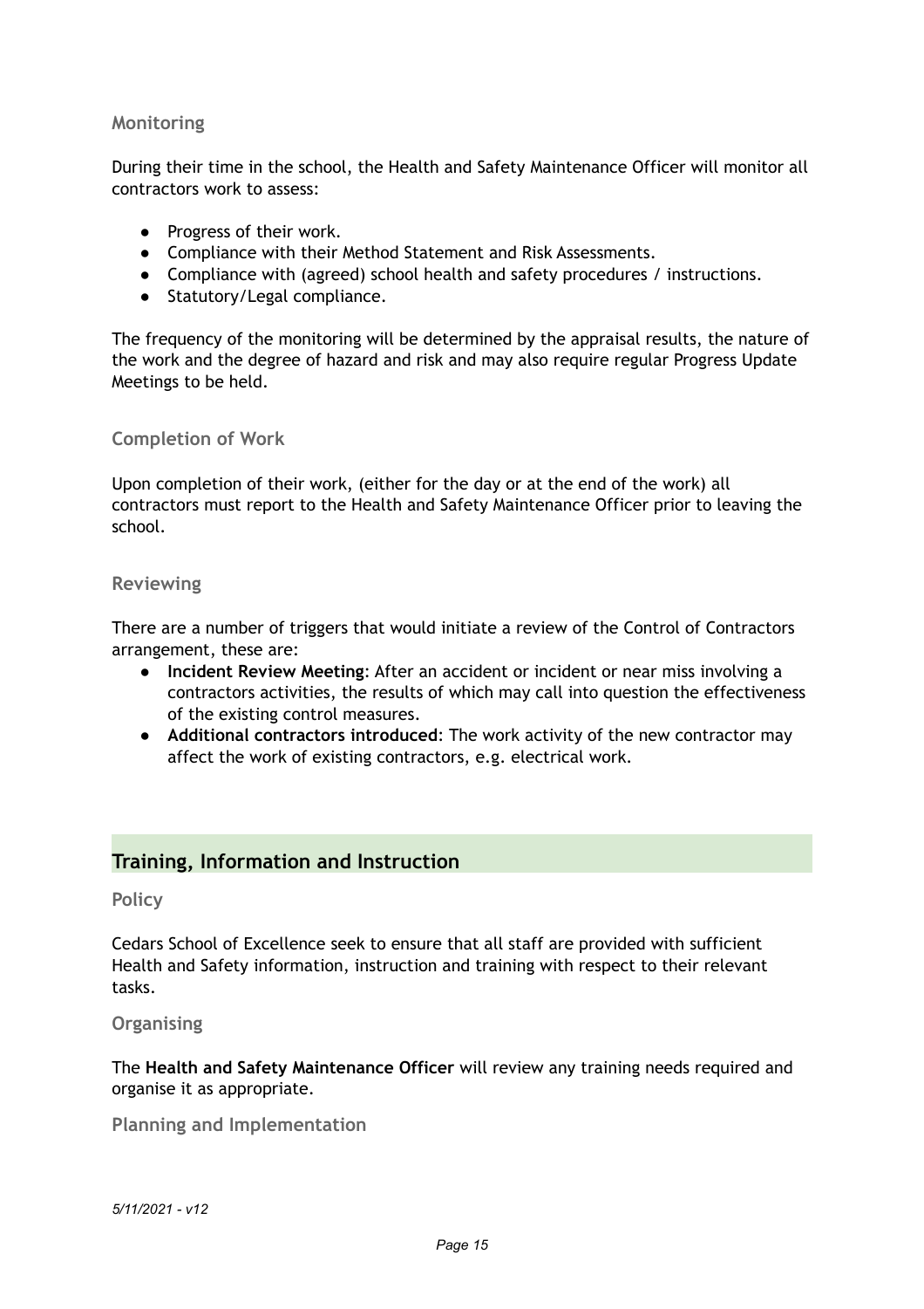### Monitoring

During their time in the school, the Health and Safety Maintenance Officer will monitor all contractors work to assess:

- Progress of their work.
- Compliance with their Method Statement and Risk Assessments.
- Compliance with (agreed) school health and safety procedures / instructions.
- Statutory/Legal compliance.

The frequency of the monitoring will be determined by the appraisal results, the nature of the work and the degree of hazard and risk and may also require regular Progress Update Meetings to be held.

### Completion of Work

Upon completion of their work, (either for the day or at the end of the work) all contractors must report to the Health and Safety Maintenance Officer prior to leaving the school.

### Reviewing

There are a number of triggers that would initiate a review of the Control of Contractors arrangement, these are:

- **Incident Review Meeting**: After an accident or incident or near miss involving a contractors activities, the results of which may call into question the effectiveness of the existing control measures.
- **Additional contractors introduced**: The work activity of the new contractor may affect the work of existing contractors, e.g. electrical work.

## Training, Information and Instruction

### Policy

Cedars School of Excellence seek to ensure that all staff are provided with sufficient Health and Safety information, instruction and training with respect to their relevant tasks.

### Organising

The **Health and Safety Maintenance Officer** will review any training needs required and organise it as appropriate.

### Planning and Implementation

*5/11/2021 - v12*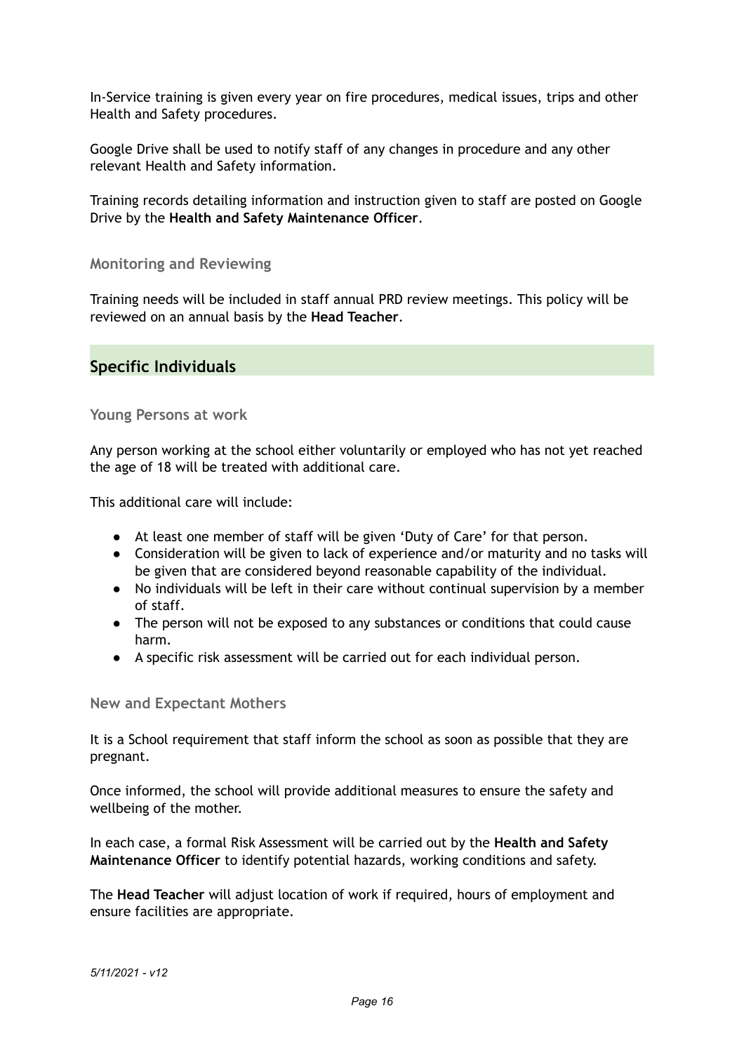In-Service training is given every year on fire procedures, medical issues, trips and other Health and Safety procedures.

Google Drive shall be used to notify staff of any changes in procedure and any other relevant Health and Safety information.

Training records detailing information and instruction given to staff are posted on Google Drive by the **Health and Safety Maintenance Officer**.

### Monitoring and Reviewing

Training needs will be included in staff annual PRD review meetings. This policy will be reviewed on an annual basis by the **Head Teacher**.

## Specific Individuals

### Young Persons at work

Any person working at the school either voluntarily or employed who has not yet reached the age of 18 will be treated with additional care.

This additional care will include:

- At least one member of staff will be given 'Duty of Care' for that person.
- Consideration will be given to lack of experience and/or maturity and no tasks will be given that are considered beyond reasonable capability of the individual.
- No individuals will be left in their care without continual supervision by a member of staff.
- The person will not be exposed to any substances or conditions that could cause harm.
- A specific risk assessment will be carried out for each individual person.

### New and Expectant Mothers

It is a School requirement that staff inform the school as soon as possible that they are pregnant.

Once informed, the school will provide additional measures to ensure the safety and wellbeing of the mother.

In each case, a formal Risk Assessment will be carried out by the **Health and Safety Maintenance Officer** to identify potential hazards, working conditions and safety.

The **Head Teacher** will adjust location of work if required, hours of employment and ensure facilities are appropriate.

*5/11/2021 - v12*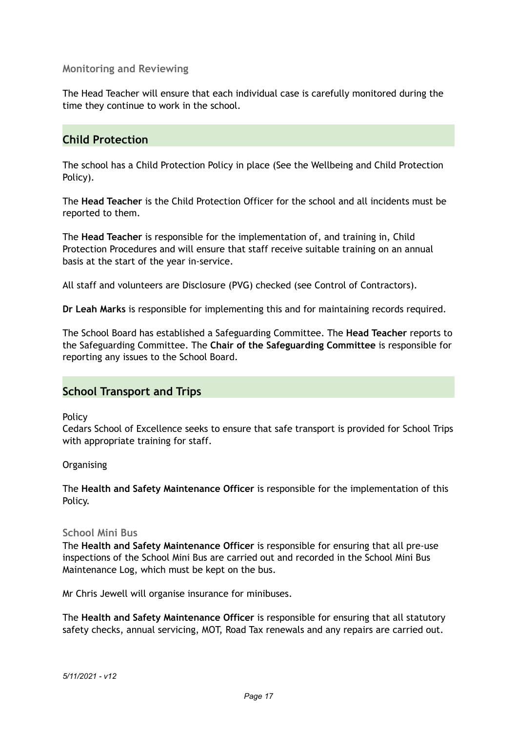### Monitoring and Reviewing

The Head Teacher will ensure that each individual case is carefully monitored during the time they continue to work in the school.

## Child Protection

The school has a Child Protection Policy in place (See the Wellbeing and Child Protection Policy).

The **Head Teacher** is the Child Protection Officer for the school and all incidents must be reported to them.

The **Head Teacher** is responsible for the implementation of, and training in, Child Protection Procedures and will ensure that staff receive suitable training on an annual basis at the start of the year in-service.

All staff and volunteers are Disclosure (PVG) checked (see Control of Contractors).

**Dr Leah Marks** is responsible for implementing this and for maintaining records required.

The School Board has established a Safeguarding Committee. The **Head Teacher** reports to the Safeguarding Committee. The **Chair of the Safeguarding Committee** is responsible for reporting any issues to the School Board.

## School Transport and Trips

Policy

Cedars School of Excellence seeks to ensure that safe transport is provided for School Trips with appropriate training for staff.

Organising

The **Health and Safety Maintenance Officer** is responsible for the implementation of this Policy.

### School Mini Bus

The **Health and Safety Maintenance Officer** is responsible for ensuring that all pre-use inspections of the School Mini Bus are carried out and recorded in the School Mini Bus Maintenance Log, which must be kept on the bus.

Mr Chris Jewell will organise insurance for minibuses.

The **Health and Safety Maintenance Officer** is responsible for ensuring that all statutory safety checks, annual servicing, MOT, Road Tax renewals and any repairs are carried out.

*5/11/2021 - v12*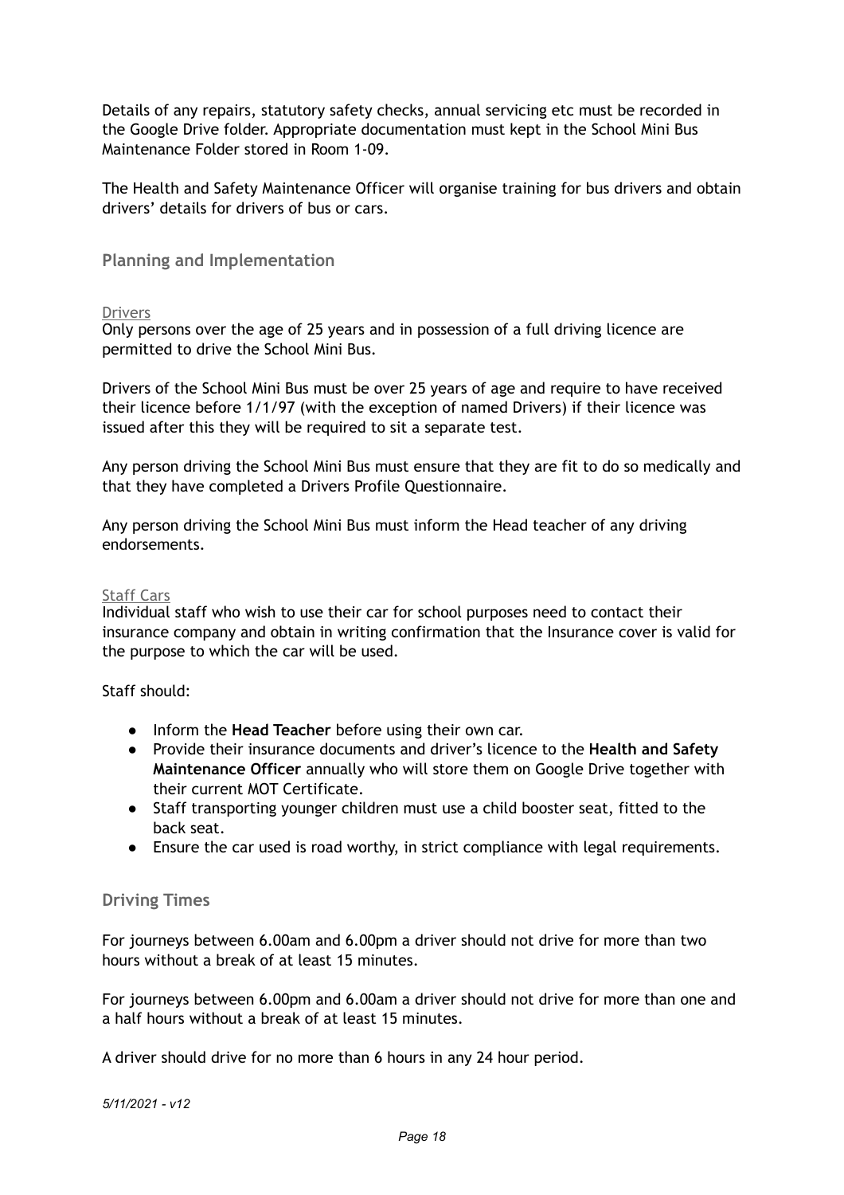Details of any repairs, statutory safety checks, annual servicing etc must be recorded in the Google Drive folder. Appropriate documentation must kept in the School Mini Bus Maintenance Folder stored in Room 1-09.

The Health and Safety Maintenance Officer will organise training for bus drivers and obtain drivers' details for drivers of bus or cars.

## Planning and Implementation

### Drivers

Only persons over the age of 25 years and in possession of a full driving licence are permitted to drive the School Mini Bus.

Drivers of the School Mini Bus must be over 25 years of age and require to have received their licence before 1/1/97 (with the exception of named Drivers) if their licence was issued after this they will be required to sit a separate test.

Any person driving the School Mini Bus must ensure that they are fit to do so medically and that they have completed a Drivers Profile Questionnaire.

Any person driving the School Mini Bus must inform the Head teacher of any driving endorsements.

### Staff Cars

Individual staff who wish to use their car for school purposes need to contact their insurance company and obtain in writing confirmation that the Insurance cover is valid for the purpose to which the car will be used.

Staff should:

- Inform the **Head Teacher** before using their own car.
- Provide their insurance documents and driver's licence to the **Health and Safety Maintenance Officer** annually who will store them on Google Drive together with their current MOT Certificate.
- Staff transporting younger children must use a child booster seat, fitted to the back seat.
- Ensure the car used is road worthy, in strict compliance with legal requirements.

## Driving Times

For journeys between 6.00am and 6.00pm a driver should not drive for more than two hours without a break of at least 15 minutes.

For journeys between 6.00pm and 6.00am a driver should not drive for more than one and a half hours without a break of at least 15 minutes.

A driver should drive for no more than 6 hours in any 24 hour period.

*5/11/2021 - v12*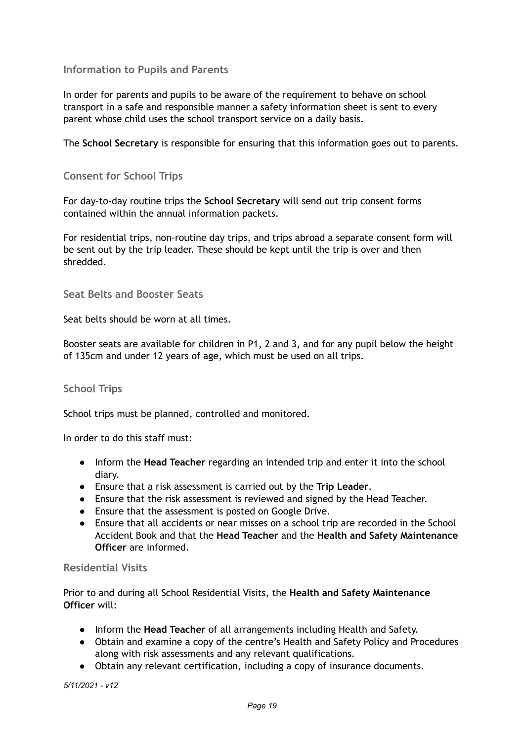## Information to Pupils and Parents

In order for parents and pupils to be aware of the requirement to behave on school transport in a safe and responsible manner a safety information sheet is sent to every parent whose child uses the school transport service on a daily basis.

The **School Secretary** is responsible for ensuring that this information goes out to parents.

## Consent for School Trips

For day-to-day routine trips the **School Secretary** will send out trip consent forms contained within the annual information packets.

For residential trips, non-routine day trips, and trips abroad a separate consent form will be sent out by the trip leader. These should be kept until the trip is over and then shredded.

## Seat Belts and Booster Seats

Seat belts should be worn at all times.

Booster seats are available for children in P1, 2 and 3, and for any pupil below the height of 135cm and under 12 years of age, which must be used on all trips.

## School Trips

School trips must be planned, controlled and monitored.

In order to do this staff must:

- Inform the **Head Teacher** regarding an intended trip and enter it into the school diary.
- Ensure that a risk assessment is carried out by the **Trip Leader**.
- Ensure that the risk assessment is reviewed and signed by the Head Teacher.
- Ensure that the assessment is posted on Google Drive.
- Ensure that all accidents or near misses on a school trip are recorded in the School Accident Book and that the **Head Teacher** and the **Health and Safety Maintenance Officer** are informed.

## Residential Visits

Prior to and during all School Residential Visits, the **Health and Safety Maintenance Officer** will:

- Inform the **Head Teacher** of all arrangements including Health and Safety.
- Obtain and examine a copy of the centre's Health and Safety Policy and Procedures along with risk assessments and any relevant qualifications.
- Obtain any relevant certification, including a copy of insurance documents.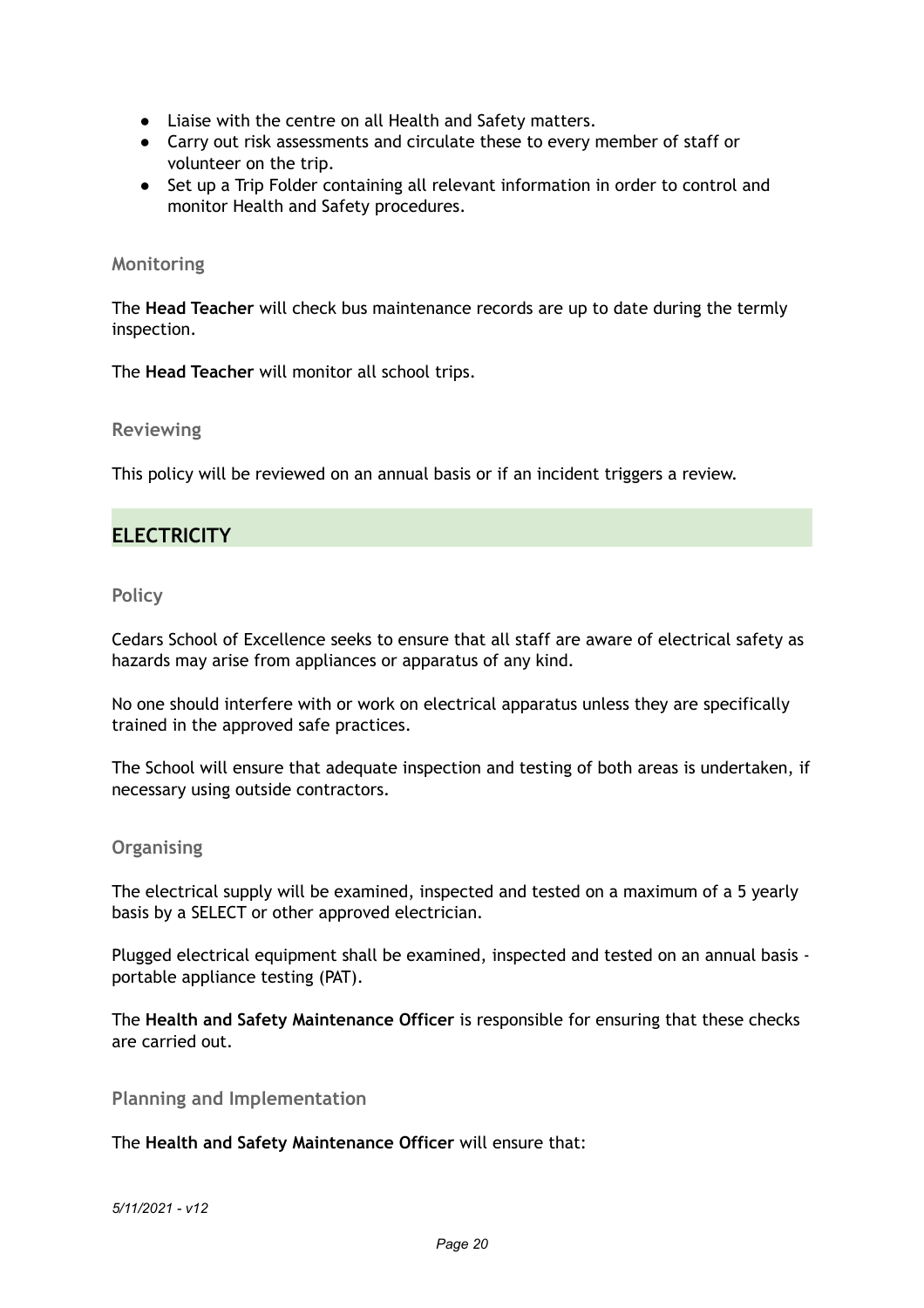- Liaise with the centre on all Health and Safety matters.
- Carry out risk assessments and circulate these to every member of staff or volunteer on the trip.
- Set up a Trip Folder containing all relevant information in order to control and monitor Health and Safety procedures.

### Monitoring

The **Head Teacher** will check bus maintenance records are up to date during the termly inspection.

The **Head Teacher** will monitor all school trips.

### Reviewing

This policy will be reviewed on an annual basis or if an incident triggers a review.

## ELECTRICITY

### Policy

Cedars School of Excellence seeks to ensure that all staff are aware of electrical safety as hazards may arise from appliances or apparatus of any kind.

No one should interfere with or work on electrical apparatus unless they are specifically trained in the approved safe practices.

The School will ensure that adequate inspection and testing of both areas is undertaken, if necessary using outside contractors.

### Organising

The electrical supply will be examined, inspected and tested on a maximum of a 5 yearly basis by a SELECT or other approved electrician.

Plugged electrical equipment shall be examined, inspected and tested on an annual basis - portable appliance testing (PAT).

The **Health and Safety Maintenance Officer** is responsible for ensuring that these checks are carried out.

### Planning and Implementation

The **Health and Safety Maintenance Officer** will ensure that:

*5/11/2021 - v12*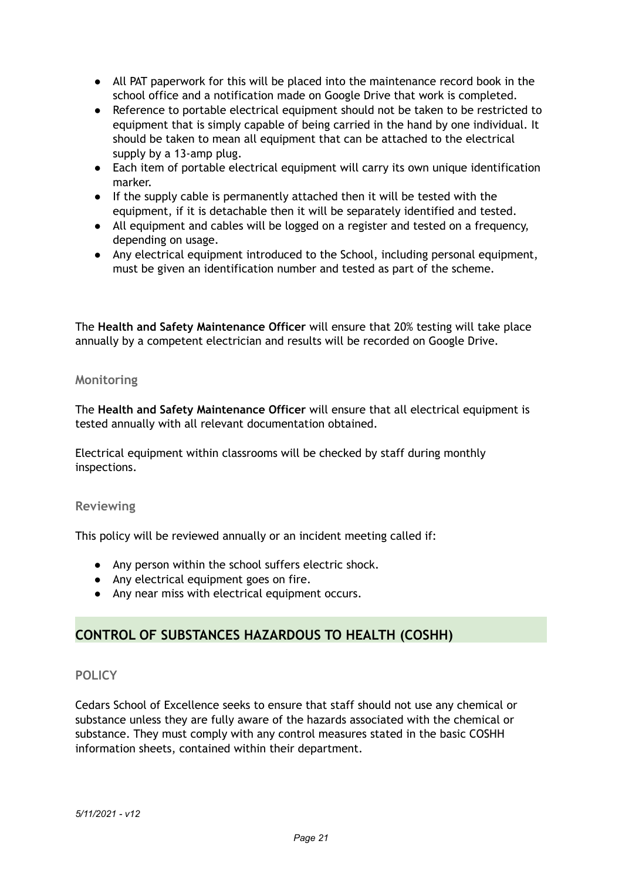- All PAT paperwork for this will be placed into the maintenance record book in the school office and a notification made on Google Drive that work is completed.
- Reference to portable electrical equipment should not be taken to be restricted to equipment that is simply capable of being carried in the hand by one individual. It should be taken to mean all equipment that can be attached to the electrical supply by a 13-amp plug.
- Each item of portable electrical equipment will carry its own unique identification marker.
- If the supply cable is permanently attached then it will be tested with the equipment, if it is detachable then it will be separately identified and tested.
- All equipment and cables will be logged on a register and tested on a frequency, depending on usage.
- Any electrical equipment introduced to the School, including personal equipment, must be given an identification number and tested as part of the scheme.

The **Health and Safety Maintenance Officer** will ensure that 20% testing will take place annually by a competent electrician and results will be recorded on Google Drive.

### Monitoring

The **Health and Safety Maintenance Officer** will ensure that all electrical equipment is tested annually with all relevant documentation obtained.

Electrical equipment within classrooms will be checked by staff during monthly inspections.

### Reviewing

This policy will be reviewed annually or an incident meeting called if:

- Any person within the school suffers electric shock.
- Any electrical equipment goes on fire.
- Any near miss with electrical equipment occurs.

## CONTROL OF SUBSTANCES HAZARDOUS TO HEALTH (COSHH)

### POLICY

Cedars School of Excellence seeks to ensure that staff should not use any chemical or substance unless they are fully aware of the hazards associated with the chemical or substance. They must comply with any control measures stated in the basic COSHH information sheets, contained within their department.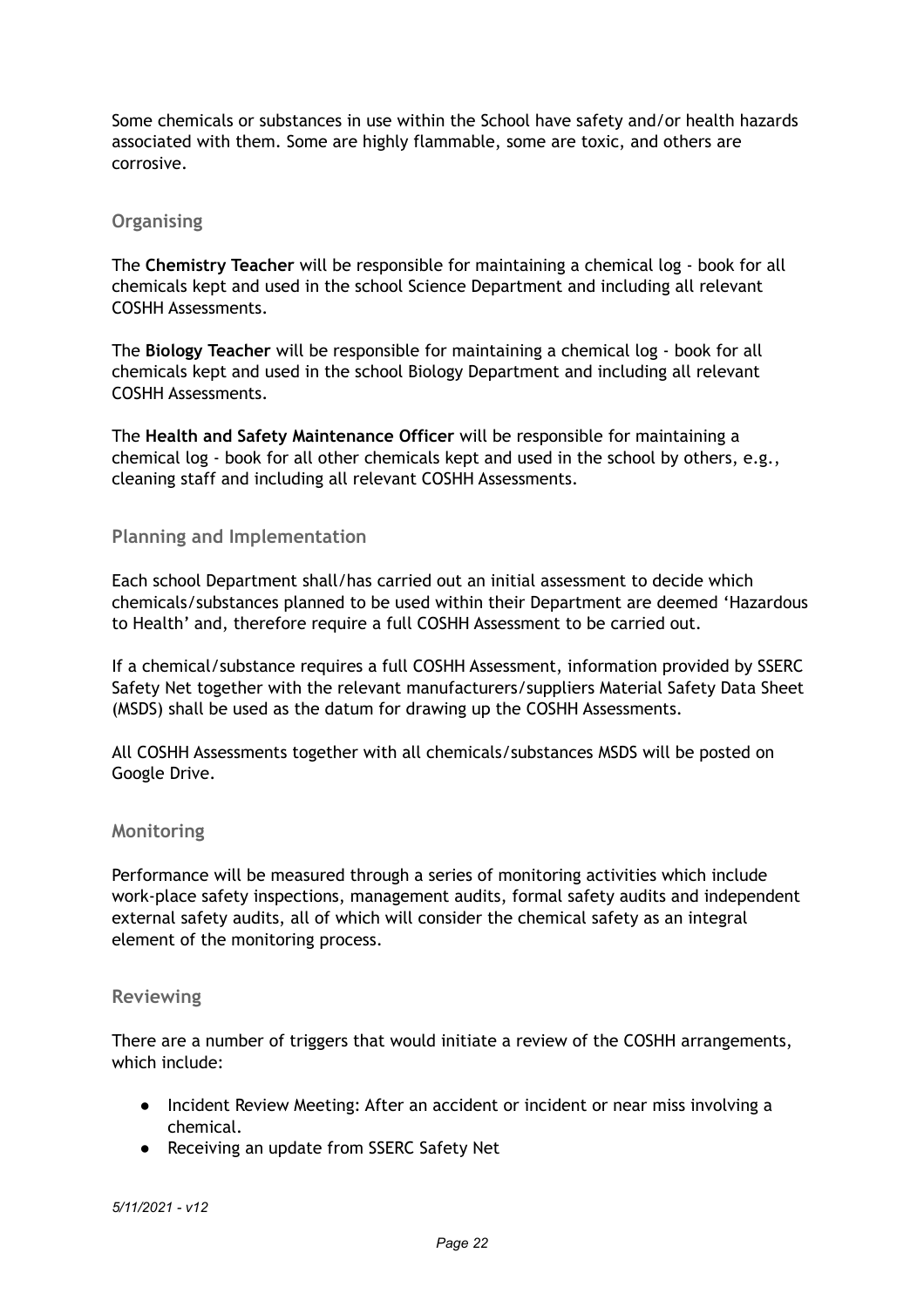Some chemicals or substances in use within the School have safety and/or health hazards associated with them. Some are highly flammable, some are toxic, and others are corrosive.

### Organising

The **Chemistry Teacher** will be responsible for maintaining a chemical log - book for all chemicals kept and used in the school Science Department and including all relevant COSHH Assessments.

The **Biology Teacher** will be responsible for maintaining a chemical log - book for all chemicals kept and used in the school Biology Department and including all relevant COSHH Assessments.

The **Health and Safety Maintenance Officer** will be responsible for maintaining a chemical log - book for all other chemicals kept and used in the school by others, e.g., cleaning staff and including all relevant COSHH Assessments.

### Planning and Implementation

Each school Department shall/has carried out an initial assessment to decide which chemicals/substances planned to be used within their Department are deemed 'Hazardous to Health' and, therefore require a full COSHH Assessment to be carried out.

If a chemical/substance requires a full COSHH Assessment, information provided by SSERC Safety Net together with the relevant manufacturers/suppliers Material Safety Data Sheet (MSDS) shall be used as the datum for drawing up the COSHH Assessments.

All COSHH Assessments together with all chemicals/substances MSDS will be posted on Google Drive.

### Monitoring

Performance will be measured through a series of monitoring activities which include work-place safety inspections, management audits, formal safety audits and independent external safety audits, all of which will consider the chemical safety as an integral element of the monitoring process.

### Reviewing

There are a number of triggers that would initiate a review of the COSHH arrangements, which include:

- Incident Review Meeting: After an accident or incident or near miss involving a chemical.
- Receiving an update from SSERC Safety Net

*5/11/2021 - v12*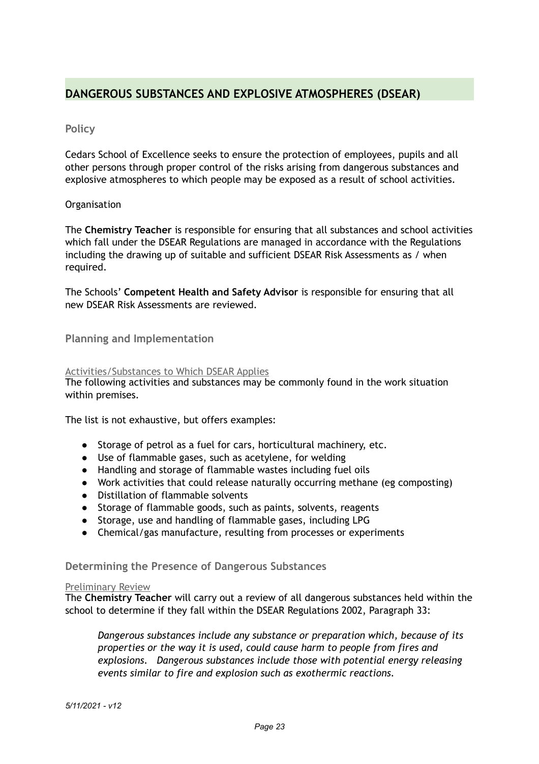## DANGEROUS SUBSTANCES AND EXPLOSIVE ATMOSPHERES (DSEAR)

### Policy

Cedars School of Excellence seeks to ensure the protection of employees, pupils and all other persons through proper control of the risks arising from dangerous substances and explosive atmospheres to which people may be exposed as a result of school activities.

Organisation

The **Chemistry Teacher** is responsible for ensuring that all substances and school activities which fall under the DSEAR Regulations are managed in accordance with the Regulations including the drawing up of suitable and sufficient DSEAR Risk Assessments as / when required.

The Schools' **Competent Health and Safety Advisor** is responsible for ensuring that all new DSEAR Risk Assessments are reviewed.

### Planning and Implementation

#### Activities/Substances to Which DSEAR Applies

The following activities and substances may be commonly found in the work situation within premises.

The list is not exhaustive, but offers examples:

- Storage of petrol as a fuel for cars, horticultural machinery, etc.
- Use of flammable gases, such as acetylene, for welding
- Handling and storage of flammable wastes including fuel oils
- Work activities that could release naturally occurring methane (eg composting)
- Distillation of flammable solvents
- Storage of flammable goods, such as paints, solvents, reagents
- Storage, use and handling of flammable gases, including LPG
- Chemical/gas manufacture, resulting from processes or experiments

### Determining the Presence of Dangerous Substances

#### Preliminary Review

The **Chemistry Teacher** will carry out a review of all dangerous substances held within the school to determine if they fall within the DSEAR Regulations 2002, Paragraph 33:

> *Dangerous substances include any substance or preparation which, because of its properties or the way it is used, could cause harm to people from fires and explosions. Dangerous substances include those with potential energy releasing events similar to fire and explosion such as exothermic reactions.*

*5/11/2021 - v12*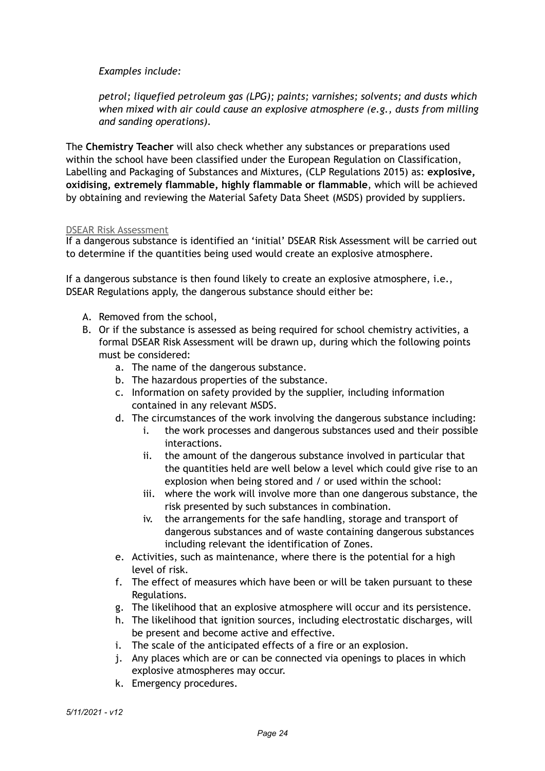*Examples include:*

*petrol; liquefied petroleum gas (LPG); paints; varnishes; solvents; and dusts which when mixed with air could cause an explosive atmosphere (e.g., dusts from milling and sanding operations).*

The **Chemistry Teacher** will also check whether any substances or preparations used within the school have been classified under the European Regulation on Classification, Labelling and Packaging of Substances and Mixtures, (CLP Regulations 2015) as: **explosive, oxidising, extremely flammable, highly flammable or flammable**, which will be achieved by obtaining and reviewing the Material Safety Data Sheet (MSDS) provided by suppliers.

#### DSEAR Risk Assessment

If a dangerous substance is identified an 'initial' DSEAR Risk Assessment will be carried out to determine if the quantities being used would create an explosive atmosphere.

If a dangerous substance is then found likely to create an explosive atmosphere, i.e., DSEAR Regulations apply, the dangerous substance should either be:

A. Removed from the school,
B. Or if the substance is assessed as being required for school chemistry activities, a formal DSEAR Risk Assessment will be drawn up, during which the following points must be considered:
    a. The name of the dangerous substance.
    b. The hazardous properties of the substance.
    c. Information on safety provided by the supplier, including information contained in any relevant MSDS.
    d. The circumstances of the work involving the dangerous substance including:
        i. the work processes and dangerous substances used and their possible interactions.
        ii. the amount of the dangerous substance involved in particular that the quantities held are well below a level which could give rise to an explosion when being stored and / or used within the school:
        iii. where the work will involve more than one dangerous substance, the risk presented by such substances in combination.
        iv. the arrangements for the safe handling, storage and transport of dangerous substances and of waste containing dangerous substances including relevant the identification of Zones.
    e. Activities, such as maintenance, where there is the potential for a high level of risk.
    f. The effect of measures which have been or will be taken pursuant to these Regulations.
    g. The likelihood that an explosive atmosphere will occur and its persistence.
    h. The likelihood that ignition sources, including electrostatic discharges, will be present and become active and effective.
    i. The scale of the anticipated effects of a fire or an explosion.
    j. Any places which are or can be connected via openings to places in which explosive atmospheres may occur.
    k. Emergency procedures.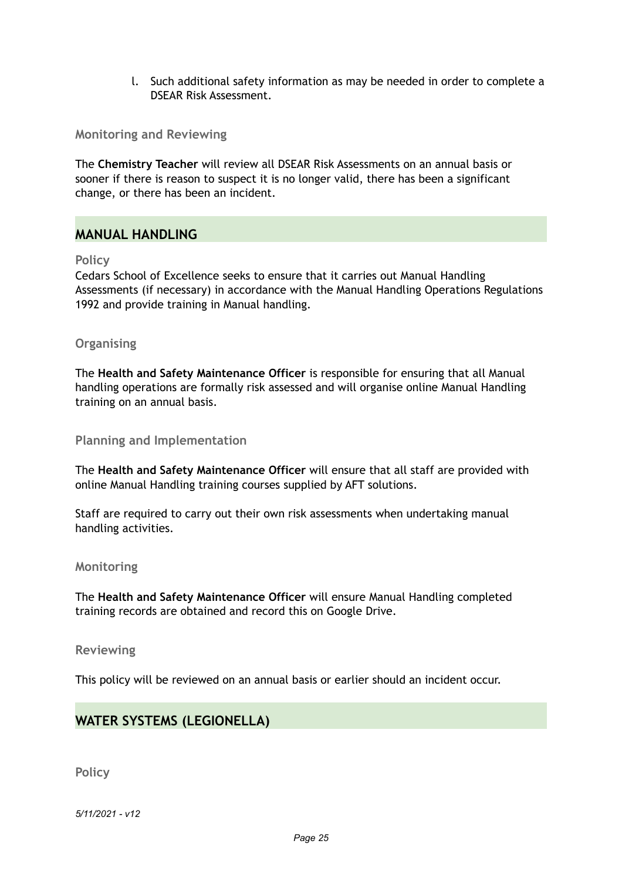l. Such additional safety information as may be needed in order to complete a DSEAR Risk Assessment.

### Monitoring and Reviewing

The **Chemistry Teacher** will review all DSEAR Risk Assessments on an annual basis or sooner if there is reason to suspect it is no longer valid, there has been a significant change, or there has been an incident.

## MANUAL HANDLING

### Policy

Cedars School of Excellence seeks to ensure that it carries out Manual Handling Assessments (if necessary) in accordance with the Manual Handling Operations Regulations 1992 and provide training in Manual handling.

### Organising

The **Health and Safety Maintenance Officer** is responsible for ensuring that all Manual handling operations are formally risk assessed and will organise online Manual Handling training on an annual basis.

### Planning and Implementation

The **Health and Safety Maintenance Officer** will ensure that all staff are provided with online Manual Handling training courses supplied by AFT solutions.

Staff are required to carry out their own risk assessments when undertaking manual handling activities.

### Monitoring

The **Health and Safety Maintenance Officer** will ensure Manual Handling completed training records are obtained and record this on Google Drive.

### Reviewing

This policy will be reviewed on an annual basis or earlier should an incident occur.

## WATER SYSTEMS (LEGIONELLA)

### Policy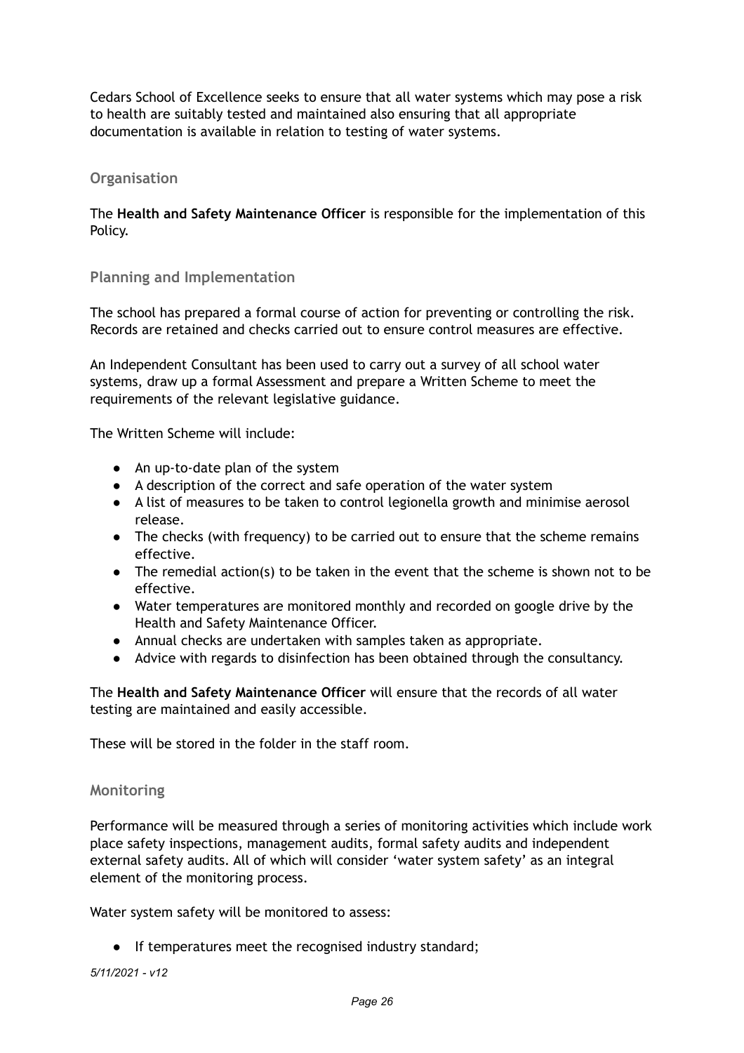Cedars School of Excellence seeks to ensure that all water systems which may pose a risk to health are suitably tested and maintained also ensuring that all appropriate documentation is available in relation to testing of water systems.

### Organisation

The **Health and Safety Maintenance Officer** is responsible for the implementation of this Policy.

### Planning and Implementation

The school has prepared a formal course of action for preventing or controlling the risk. Records are retained and checks carried out to ensure control measures are effective.

An Independent Consultant has been used to carry out a survey of all school water systems, draw up a formal Assessment and prepare a Written Scheme to meet the requirements of the relevant legislative guidance.

The Written Scheme will include:

- An up-to-date plan of the system
- A description of the correct and safe operation of the water system
- A list of measures to be taken to control legionella growth and minimise aerosol release.
- The checks (with frequency) to be carried out to ensure that the scheme remains effective.
- The remedial action(s) to be taken in the event that the scheme is shown not to be effective.
- Water temperatures are monitored monthly and recorded on google drive by the Health and Safety Maintenance Officer.
- Annual checks are undertaken with samples taken as appropriate.
- Advice with regards to disinfection has been obtained through the consultancy.

The **Health and Safety Maintenance Officer** will ensure that the records of all water testing are maintained and easily accessible.

These will be stored in the folder in the staff room.

### Monitoring

Performance will be measured through a series of monitoring activities which include work place safety inspections, management audits, formal safety audits and independent external safety audits. All of which will consider 'water system safety' as an integral element of the monitoring process.

Water system safety will be monitored to assess:

- If temperatures meet the recognised industry standard;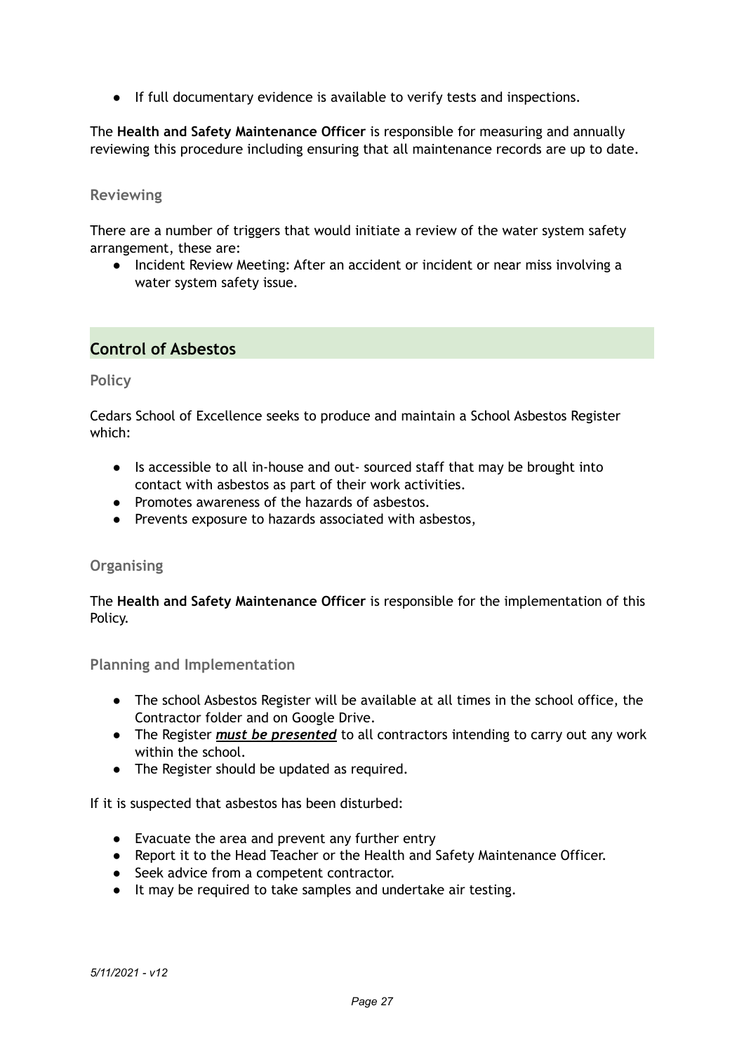- If full documentary evidence is available to verify tests and inspections.

The **Health and Safety Maintenance Officer** is responsible for measuring and annually reviewing this procedure including ensuring that all maintenance records are up to date.

### Reviewing

There are a number of triggers that would initiate a review of the water system safety arrangement, these are:

- Incident Review Meeting: After an accident or incident or near miss involving a water system safety issue.

## Control of Asbestos

### Policy

Cedars School of Excellence seeks to produce and maintain a School Asbestos Register which:

- Is accessible to all in-house and out- sourced staff that may be brought into contact with asbestos as part of their work activities.
- Promotes awareness of the hazards of asbestos.
- Prevents exposure to hazards associated with asbestos,

### Organising

The **Health and Safety Maintenance Officer** is responsible for the implementation of this Policy.

### Planning and Implementation

- The school Asbestos Register will be available at all times in the school office, the Contractor folder and on Google Drive.
- The Register ***must be presented*** to all contractors intending to carry out any work within the school.
- The Register should be updated as required.

If it is suspected that asbestos has been disturbed:

- Evacuate the area and prevent any further entry
- Report it to the Head Teacher or the Health and Safety Maintenance Officer.
- Seek advice from a competent contractor.
- It may be required to take samples and undertake air testing.

*5/11/2021 - v12*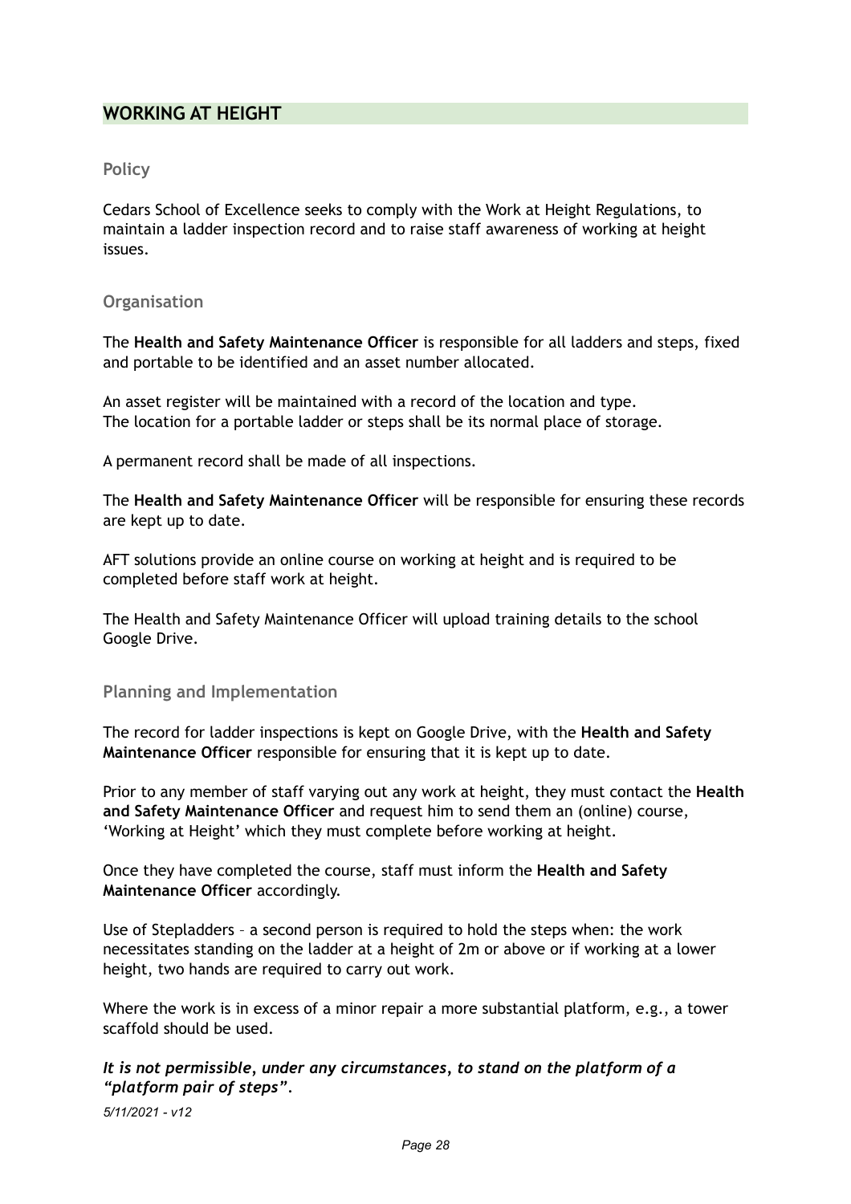## WORKING AT HEIGHT

### Policy

Cedars School of Excellence seeks to comply with the Work at Height Regulations, to maintain a ladder inspection record and to raise staff awareness of working at height issues.

### Organisation

The **Health and Safety Maintenance Officer** is responsible for all ladders and steps, fixed and portable to be identified and an asset number allocated.

An asset register will be maintained with a record of the location and type.
The location for a portable ladder or steps shall be its normal place of storage.

A permanent record shall be made of all inspections.

The **Health and Safety Maintenance Officer** will be responsible for ensuring these records are kept up to date.

AFT solutions provide an online course on working at height and is required to be completed before staff work at height.

The Health and Safety Maintenance Officer will upload training details to the school Google Drive.

### Planning and Implementation

The record for ladder inspections is kept on Google Drive, with the **Health and Safety Maintenance Officer** responsible for ensuring that it is kept up to date.

Prior to any member of staff varying out any work at height, they must contact the **Health and Safety Maintenance Officer** and request him to send them an (online) course, 'Working at Height' which they must complete before working at height.

Once they have completed the course, staff must inform the **Health and Safety Maintenance Officer** accordingly.

Use of Stepladders – a second person is required to hold the steps when: the work necessitates standing on the ladder at a height of 2m or above or if working at a lower height, two hands are required to carry out work.

Where the work is in excess of a minor repair a more substantial platform, e.g., a tower scaffold should be used.

***It is not permissible, under any circumstances, to stand on the platform of a "platform pair of steps".***

*5/11/2021 - v12*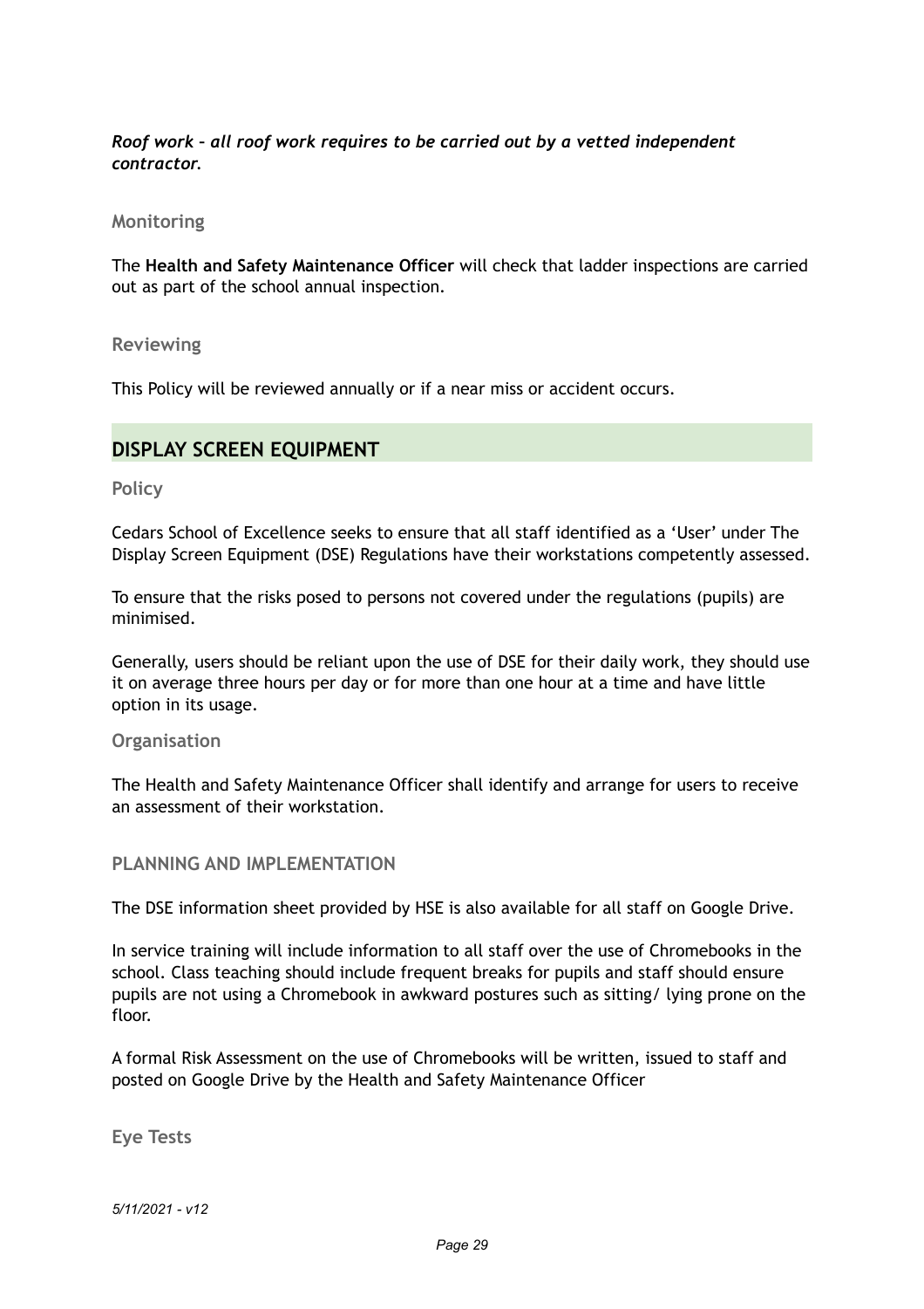***Roof work – all roof work requires to be carried out by a vetted independent contractor.***

### Monitoring

The **Health and Safety Maintenance Officer** will check that ladder inspections are carried out as part of the school annual inspection.

### Reviewing

This Policy will be reviewed annually or if a near miss or accident occurs.

## DISPLAY SCREEN EQUIPMENT

### Policy

Cedars School of Excellence seeks to ensure that all staff identified as a 'User' under The Display Screen Equipment (DSE) Regulations have their workstations competently assessed.

To ensure that the risks posed to persons not covered under the regulations (pupils) are minimised.

Generally, users should be reliant upon the use of DSE for their daily work, they should use it on average three hours per day or for more than one hour at a time and have little option in its usage.

### Organisation

The Health and Safety Maintenance Officer shall identify and arrange for users to receive an assessment of their workstation.

### PLANNING AND IMPLEMENTATION

The DSE information sheet provided by HSE is also available for all staff on Google Drive.

In service training will include information to all staff over the use of Chromebooks in the school. Class teaching should include frequent breaks for pupils and staff should ensure pupils are not using a Chromebook in awkward postures such as sitting/ lying prone on the floor.

A formal Risk Assessment on the use of Chromebooks will be written, issued to staff and posted on Google Drive by the Health and Safety Maintenance Officer

### Eye Tests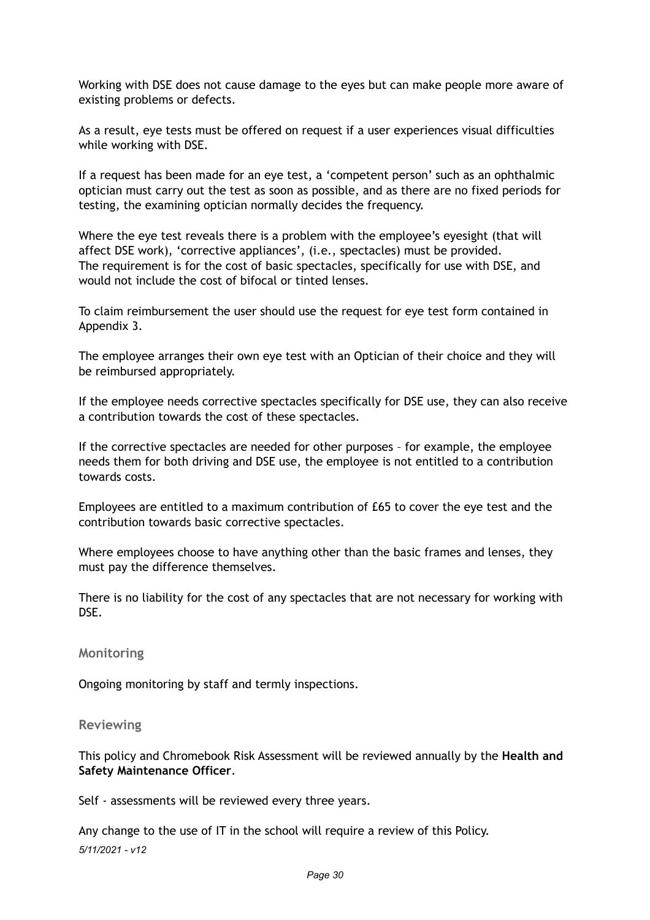Working with DSE does not cause damage to the eyes but can make people more aware of existing problems or defects.

As a result, eye tests must be offered on request if a user experiences visual difficulties while working with DSE.

If a request has been made for an eye test, a 'competent person' such as an ophthalmic optician must carry out the test as soon as possible, and as there are no fixed periods for testing, the examining optician normally decides the frequency.

Where the eye test reveals there is a problem with the employee's eyesight (that will affect DSE work), 'corrective appliances', (i.e., spectacles) must be provided. The requirement is for the cost of basic spectacles, specifically for use with DSE, and would not include the cost of bifocal or tinted lenses.

To claim reimbursement the user should use the request for eye test form contained in Appendix 3.

The employee arranges their own eye test with an Optician of their choice and they will be reimbursed appropriately.

If the employee needs corrective spectacles specifically for DSE use, they can also receive a contribution towards the cost of these spectacles.

If the corrective spectacles are needed for other purposes – for example, the employee needs them for both driving and DSE use, the employee is not entitled to a contribution towards costs.

Employees are entitled to a maximum contribution of £65 to cover the eye test and the contribution towards basic corrective spectacles.

Where employees choose to have anything other than the basic frames and lenses, they must pay the difference themselves.

There is no liability for the cost of any spectacles that are not necessary for working with DSE.

## Monitoring

Ongoing monitoring by staff and termly inspections.

## Reviewing

This policy and Chromebook Risk Assessment will be reviewed annually by the **Health and Safety Maintenance Officer**.

Self - assessments will be reviewed every three years.

Any change to the use of IT in the school will require a review of this Policy.

*5/11/2021 - v12*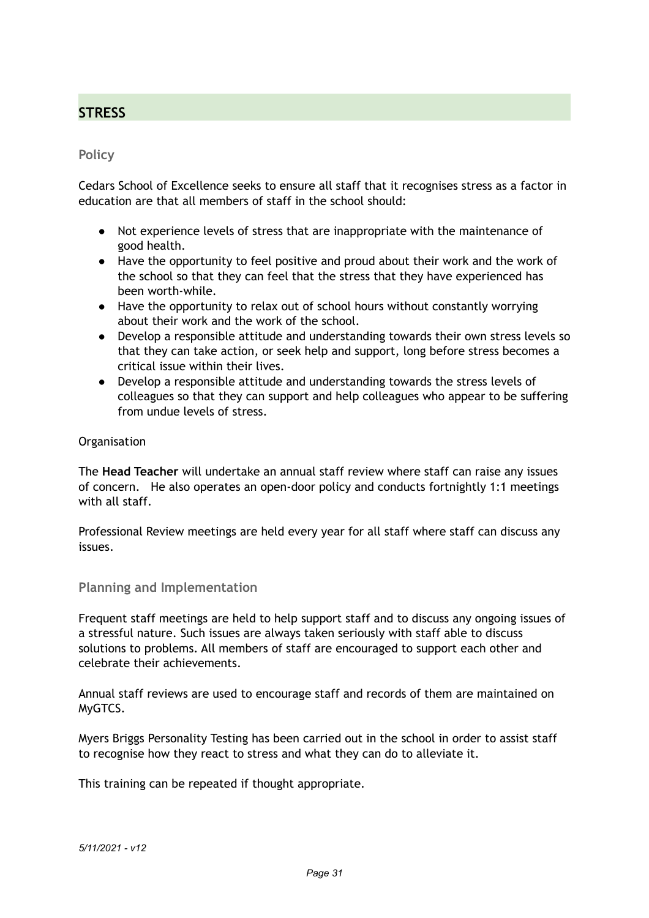## STRESS

### Policy

Cedars School of Excellence seeks to ensure all staff that it recognises stress as a factor in education are that all members of staff in the school should:

- Not experience levels of stress that are inappropriate with the maintenance of good health.
- Have the opportunity to feel positive and proud about their work and the work of the school so that they can feel that the stress that they have experienced has been worth-while.
- Have the opportunity to relax out of school hours without constantly worrying about their work and the work of the school.
- Develop a responsible attitude and understanding towards their own stress levels so that they can take action, or seek help and support, long before stress becomes a critical issue within their lives.
- Develop a responsible attitude and understanding towards the stress levels of colleagues so that they can support and help colleagues who appear to be suffering from undue levels of stress.

Organisation

The **Head Teacher** will undertake an annual staff review where staff can raise any issues of concern. He also operates an open-door policy and conducts fortnightly 1:1 meetings with all staff.

Professional Review meetings are held every year for all staff where staff can discuss any issues.

### Planning and Implementation

Frequent staff meetings are held to help support staff and to discuss any ongoing issues of a stressful nature. Such issues are always taken seriously with staff able to discuss solutions to problems. All members of staff are encouraged to support each other and celebrate their achievements.

Annual staff reviews are used to encourage staff and records of them are maintained on MyGTCS.

Myers Briggs Personality Testing has been carried out in the school in order to assist staff to recognise how they react to stress and what they can do to alleviate it.

This training can be repeated if thought appropriate.

*5/11/2021 - v12*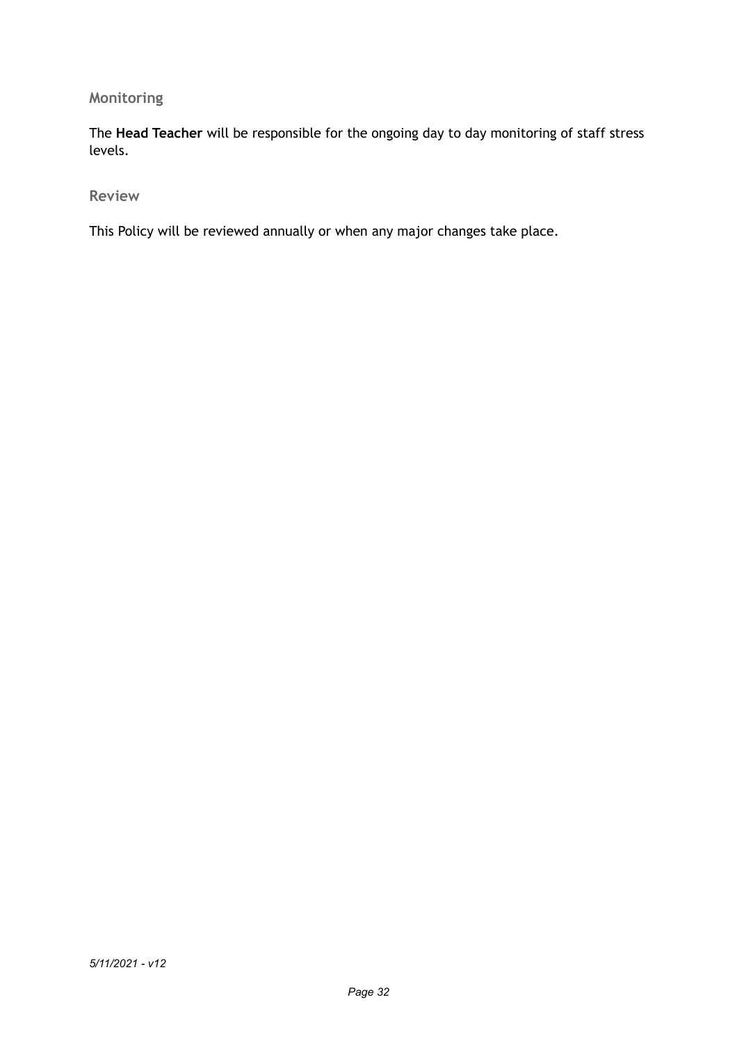### Monitoring

The **Head Teacher** will be responsible for the ongoing day to day monitoring of staff stress levels.

### Review

This Policy will be reviewed annually or when any major changes take place.

*5/11/2021 - v12*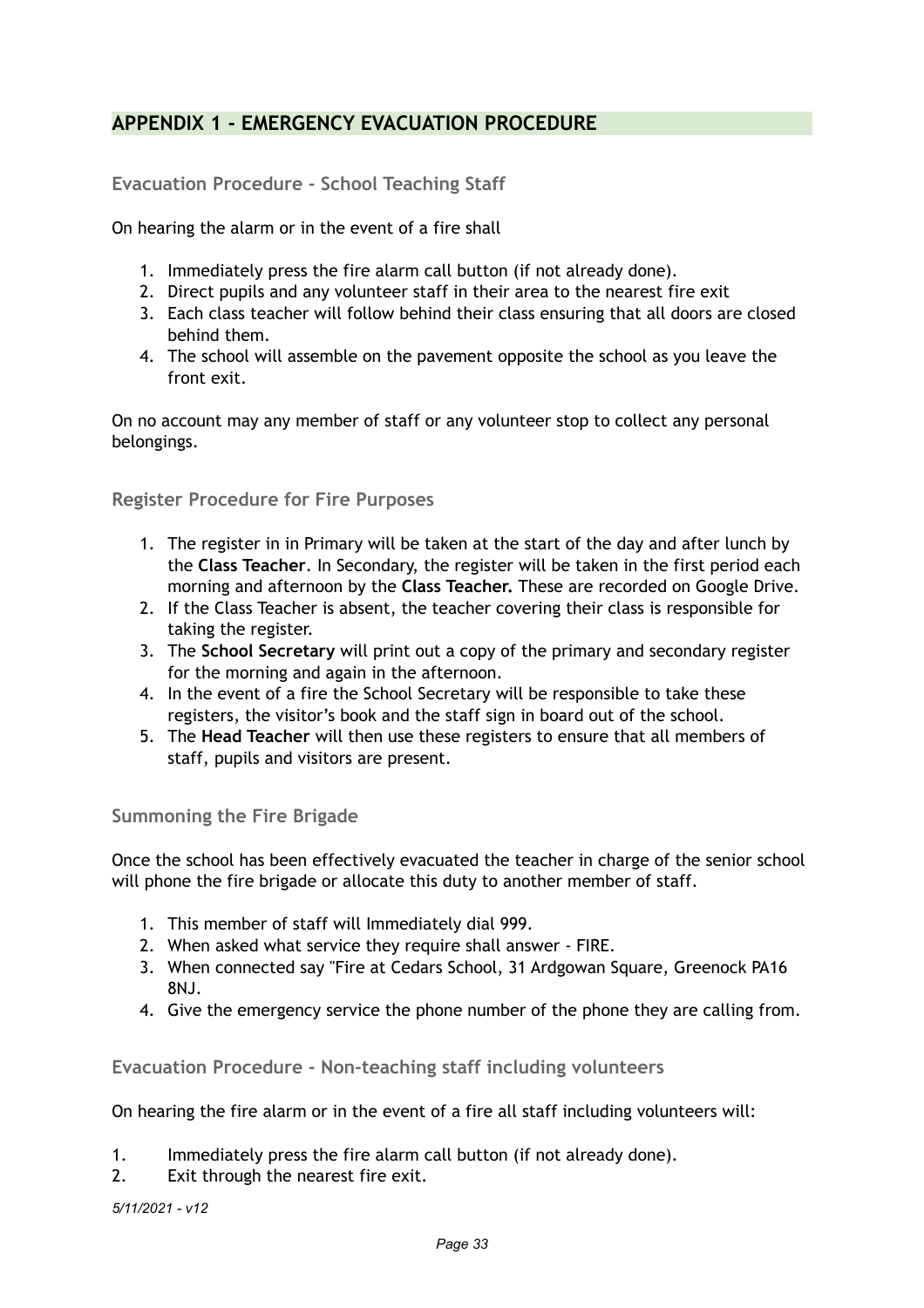## APPENDIX 1 - EMERGENCY EVACUATION PROCEDURE

### Evacuation Procedure - School Teaching Staff

On hearing the alarm or in the event of a fire shall

1. Immediately press the fire alarm call button (if not already done).
2. Direct pupils and any volunteer staff in their area to the nearest fire exit
3. Each class teacher will follow behind their class ensuring that all doors are closed behind them.
4. The school will assemble on the pavement opposite the school as you leave the front exit.

On no account may any member of staff or any volunteer stop to collect any personal belongings.

### Register Procedure for Fire Purposes

1. The register in in Primary will be taken at the start of the day and after lunch by the **Class Teacher**. In Secondary, the register will be taken in the first period each morning and afternoon by the **Class Teacher.** These are recorded on Google Drive.
2. If the Class Teacher is absent, the teacher covering their class is responsible for taking the register.
3. The **School Secretary** will print out a copy of the primary and secondary register for the morning and again in the afternoon.
4. In the event of a fire the School Secretary will be responsible to take these registers, the visitor's book and the staff sign in board out of the school.
5. The **Head Teacher** will then use these registers to ensure that all members of staff, pupils and visitors are present.

### Summoning the Fire Brigade

Once the school has been effectively evacuated the teacher in charge of the senior school will phone the fire brigade or allocate this duty to another member of staff.

1. This member of staff will Immediately dial 999.
2. When asked what service they require shall answer - FIRE.
3. When connected say "Fire at Cedars School, 31 Ardgowan Square, Greenock PA16 8NJ.
4. Give the emergency service the phone number of the phone they are calling from.

### Evacuation Procedure - Non-teaching staff including volunteers

On hearing the fire alarm or in the event of a fire all staff including volunteers will:

1. Immediately press the fire alarm call button (if not already done).
2. Exit through the nearest fire exit.

*5/11/2021 - v12*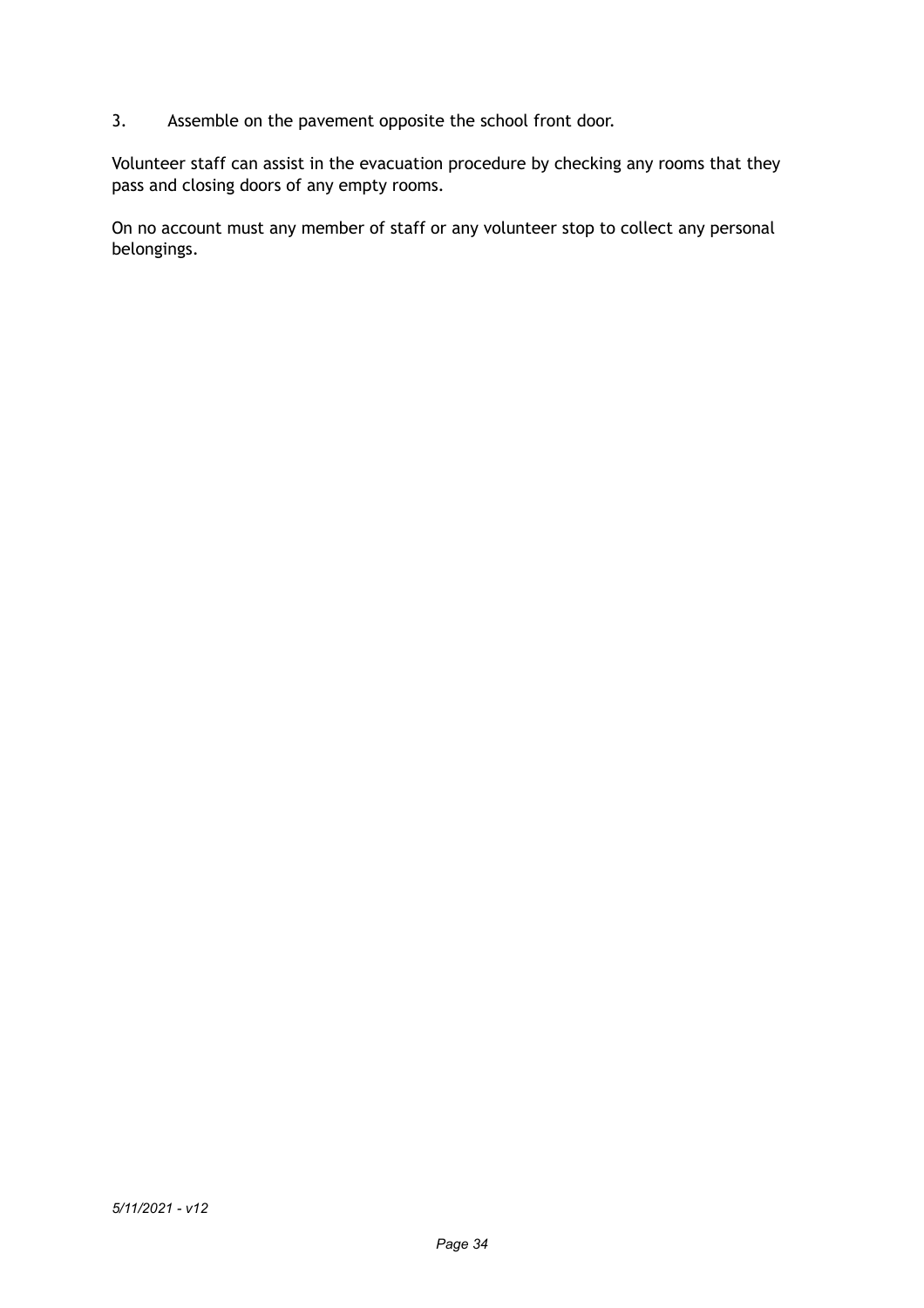3. Assemble on the pavement opposite the school front door.

Volunteer staff can assist in the evacuation procedure by checking any rooms that they pass and closing doors of any empty rooms.

On no account must any member of staff or any volunteer stop to collect any personal belongings.

*5/11/2021 - v12*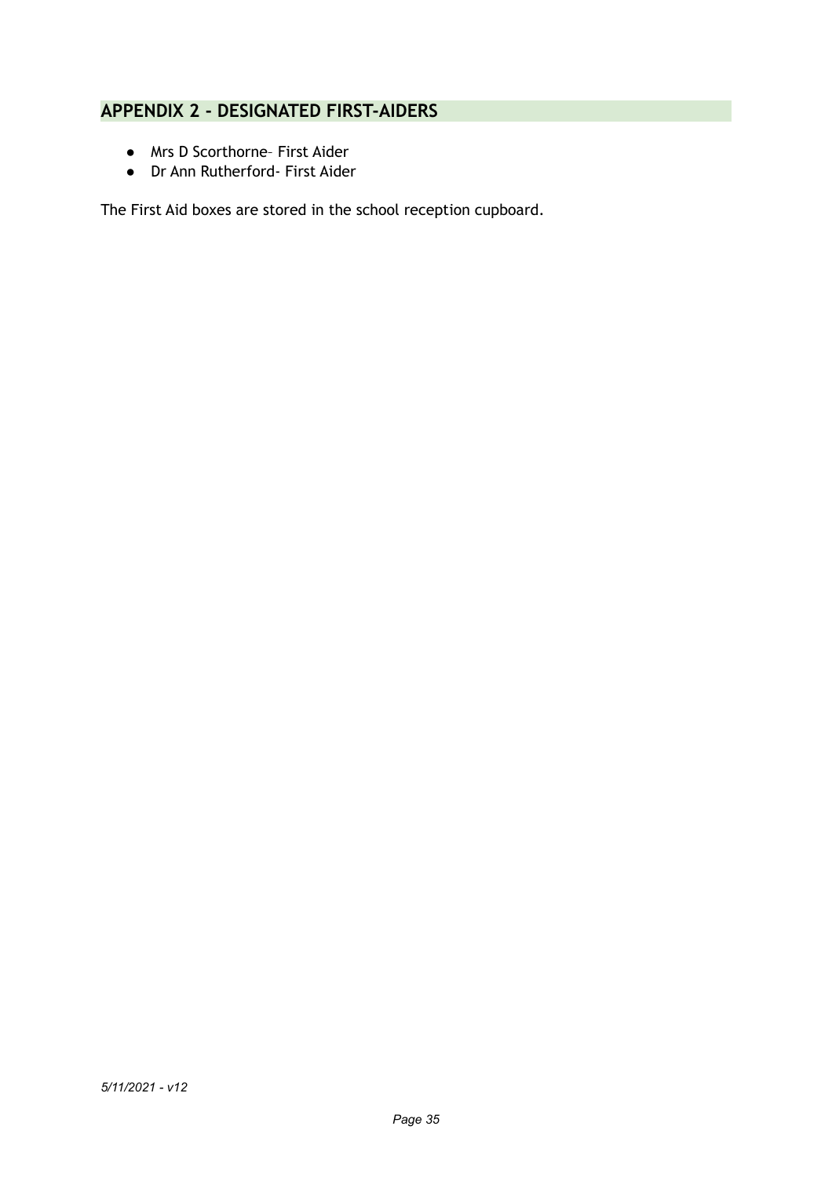## APPENDIX 2 - DESIGNATED FIRST-AIDERS

- Mrs D Scorthorne– First Aider
- Dr Ann Rutherford- First Aider

The First Aid boxes are stored in the school reception cupboard.

*5/11/2021 - v12*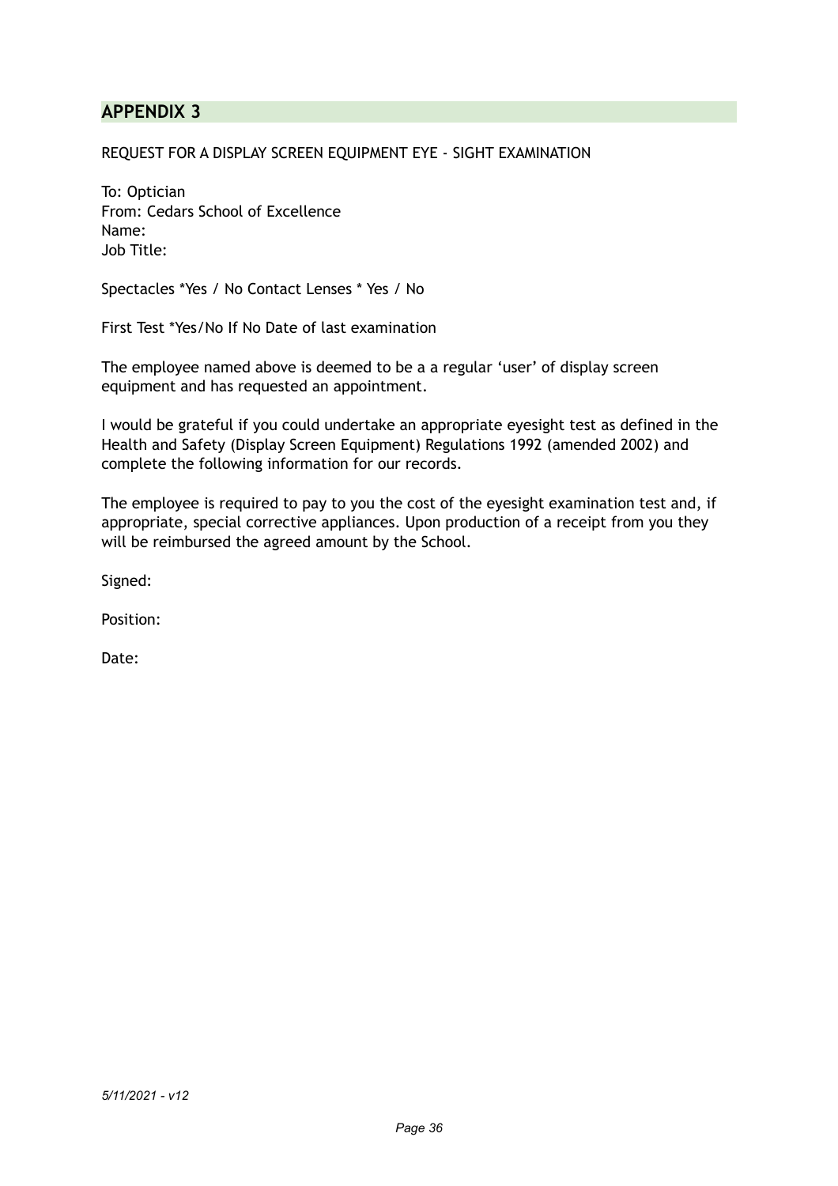## APPENDIX 3

REQUEST FOR A DISPLAY SCREEN EQUIPMENT EYE - SIGHT EXAMINATION

To: Optician
From: Cedars School of Excellence
Name:
Job Title:

Spectacles *Yes / No Contact Lenses * Yes / No

First Test *Yes/No If No Date of last examination

The employee named above is deemed to be a a regular 'user' of display screen equipment and has requested an appointment.

I would be grateful if you could undertake an appropriate eyesight test as defined in the Health and Safety (Display Screen Equipment) Regulations 1992 (amended 2002) and complete the following information for our records.

The employee is required to pay to you the cost of the eyesight examination test and, if appropriate, special corrective appliances. Upon production of a receipt from you they will be reimbursed the agreed amount by the School.

Signed:

Position:

Date:

*5/11/2021 - v12*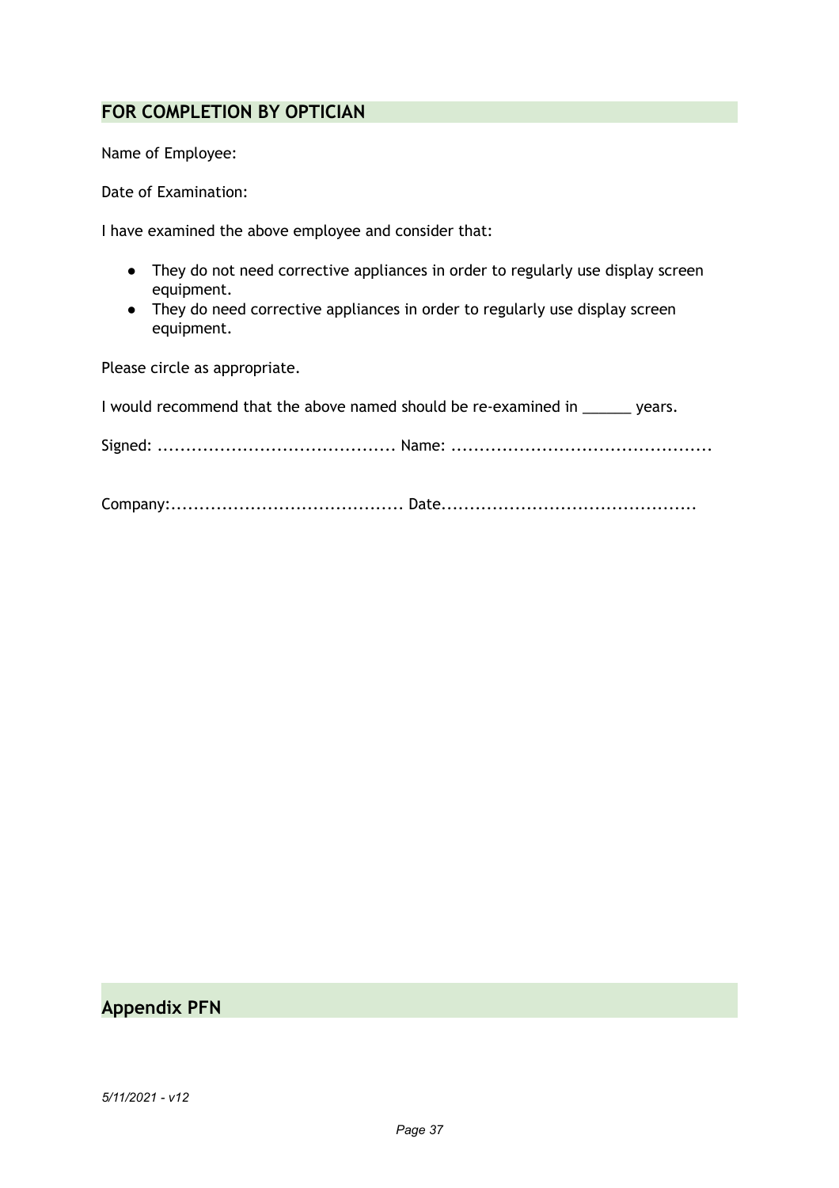## FOR COMPLETION BY OPTICIAN

Name of Employee:

Date of Examination:

I have examined the above employee and consider that:

- They do not need corrective appliances in order to regularly use display screen equipment.
- They do need corrective appliances in order to regularly use display screen equipment.

Please circle as appropriate.

I would recommend that the above named should be re-examined in ______ years.

Signed: .......................................... Name: ..............................................

Company:......................................... Date.............................................

## Appendix PFN

*5/11/2021 - v12*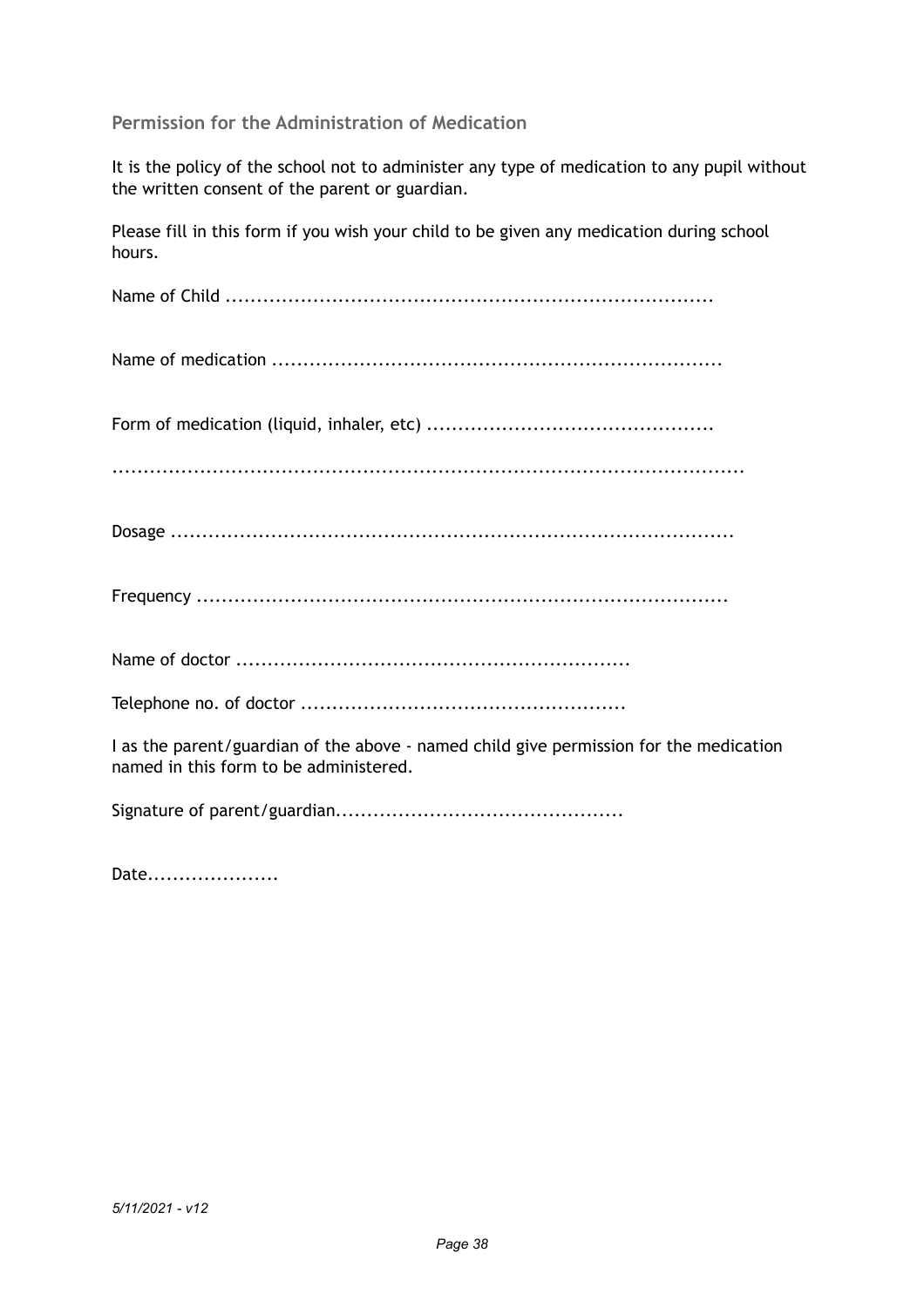## Permission for the Administration of Medication

It is the policy of the school not to administer any type of medication to any pupil without the written consent of the parent or guardian.

Please fill in this form if you wish your child to be given any medication during school hours.

Name of Child ..............................................................................

Name of medication .......................................................................

Form of medication (liquid, inhaler, etc) .............................................

..................................................................................................

Dosage .........................................................................................

Frequency ....................................................................................

Name of doctor ..............................................................

Telephone no. of doctor ...................................................

I as the parent/guardian of the above - named child give permission for the medication named in this form to be administered.

Signature of parent/guardian.............................................

Date....................

*5/11/2021 - v12*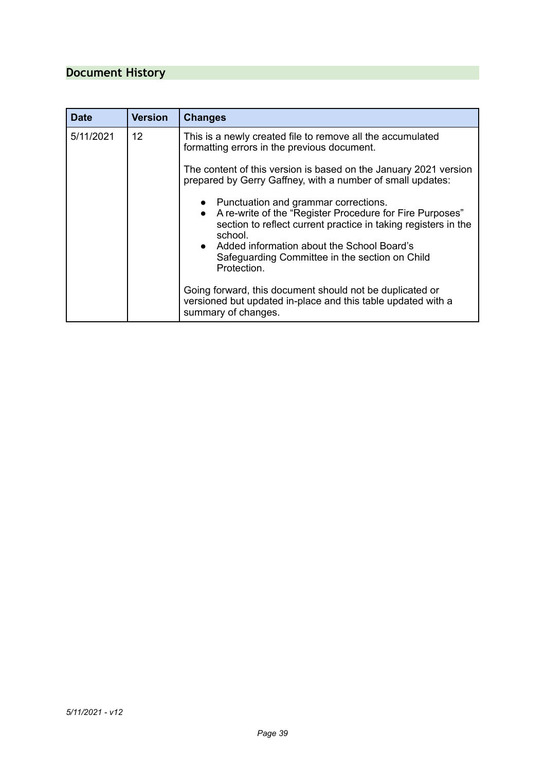## Document History

| Date | Version | Changes |
|---|---|---|
| 5/11/2021 | 12 | This is a newly created file to remove all the accumulated formatting errors in the previous document.<br><br>The content of this version is based on the January 2021 version prepared by Gerry Gaffney, with a number of small updates:<br><br>• Punctuation and grammar corrections.<br>• A re-write of the "Register Procedure for Fire Purposes" section to reflect current practice in taking registers in the school.<br>• Added information about the School Board's Safeguarding Committee in the section on Child Protection.<br><br>Going forward, this document should not be duplicated or versioned but updated in-place and this table updated with a summary of changes. |